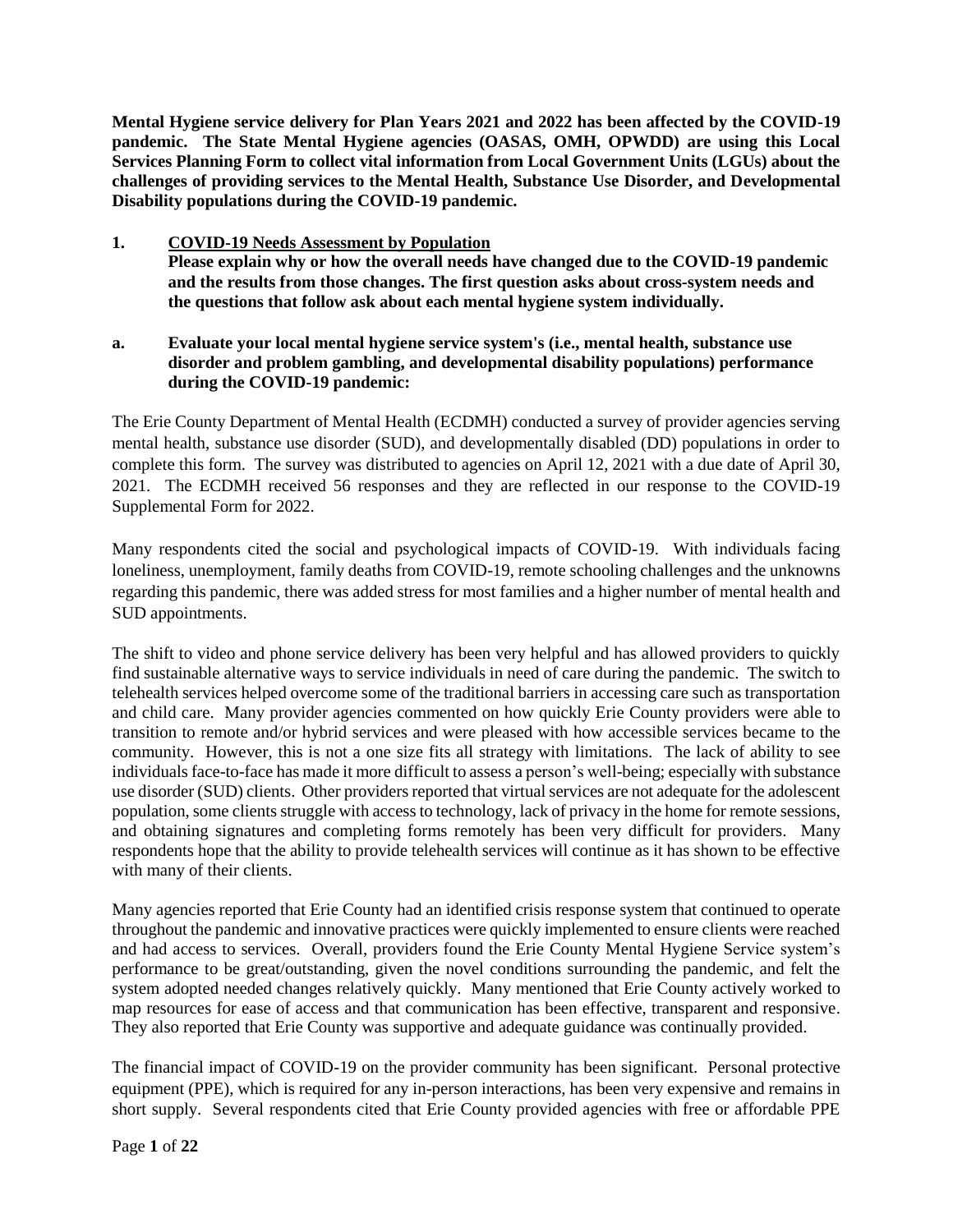**Mental Hygiene service delivery for Plan Years 2021 and 2022 has been affected by the COVID-19 pandemic. The State Mental Hygiene agencies (OASAS, OMH, OPWDD) are using this Local Services Planning Form to collect vital information from Local Government Units (LGUs) about the challenges of providing services to the Mental Health, Substance Use Disorder, and Developmental Disability populations during the COVID-19 pandemic.**

**1. <u>COVID-19 Needs Assessment by Population</u>**
**Please explain why or how the overall needs have changed due to the COVID-19 pandemic and the results from those changes. The first question asks about cross-system needs and the questions that follow ask about each mental hygiene system individually.**

**a. Evaluate your local mental hygiene service system's (i.e., mental health, substance use disorder and problem gambling, and developmental disability populations) performance during the COVID-19 pandemic:**

The Erie County Department of Mental Health (ECDMH) conducted a survey of provider agencies serving mental health, substance use disorder (SUD), and developmentally disabled (DD) populations in order to complete this form. The survey was distributed to agencies on April 12, 2021 with a due date of April 30, 2021. The ECDMH received 56 responses and they are reflected in our response to the COVID-19 Supplemental Form for 2022.

Many respondents cited the social and psychological impacts of COVID-19. With individuals facing loneliness, unemployment, family deaths from COVID-19, remote schooling challenges and the unknowns regarding this pandemic, there was added stress for most families and a higher number of mental health and SUD appointments.

The shift to video and phone service delivery has been very helpful and has allowed providers to quickly find sustainable alternative ways to service individuals in need of care during the pandemic. The switch to telehealth services helped overcome some of the traditional barriers in accessing care such as transportation and child care. Many provider agencies commented on how quickly Erie County providers were able to transition to remote and/or hybrid services and were pleased with how accessible services became to the community. However, this is not a one size fits all strategy with limitations. The lack of ability to see individuals face-to-face has made it more difficult to assess a person's well-being; especially with substance use disorder (SUD) clients. Other providers reported that virtual services are not adequate for the adolescent population, some clients struggle with access to technology, lack of privacy in the home for remote sessions, and obtaining signatures and completing forms remotely has been very difficult for providers. Many respondents hope that the ability to provide telehealth services will continue as it has shown to be effective with many of their clients.

Many agencies reported that Erie County had an identified crisis response system that continued to operate throughout the pandemic and innovative practices were quickly implemented to ensure clients were reached and had access to services. Overall, providers found the Erie County Mental Hygiene Service system's performance to be great/outstanding, given the novel conditions surrounding the pandemic, and felt the system adopted needed changes relatively quickly. Many mentioned that Erie County actively worked to map resources for ease of access and that communication has been effective, transparent and responsive. They also reported that Erie County was supportive and adequate guidance was continually provided.

The financial impact of COVID-19 on the provider community has been significant. Personal protective equipment (PPE), which is required for any in-person interactions, has been very expensive and remains in short supply. Several respondents cited that Erie County provided agencies with free or affordable PPE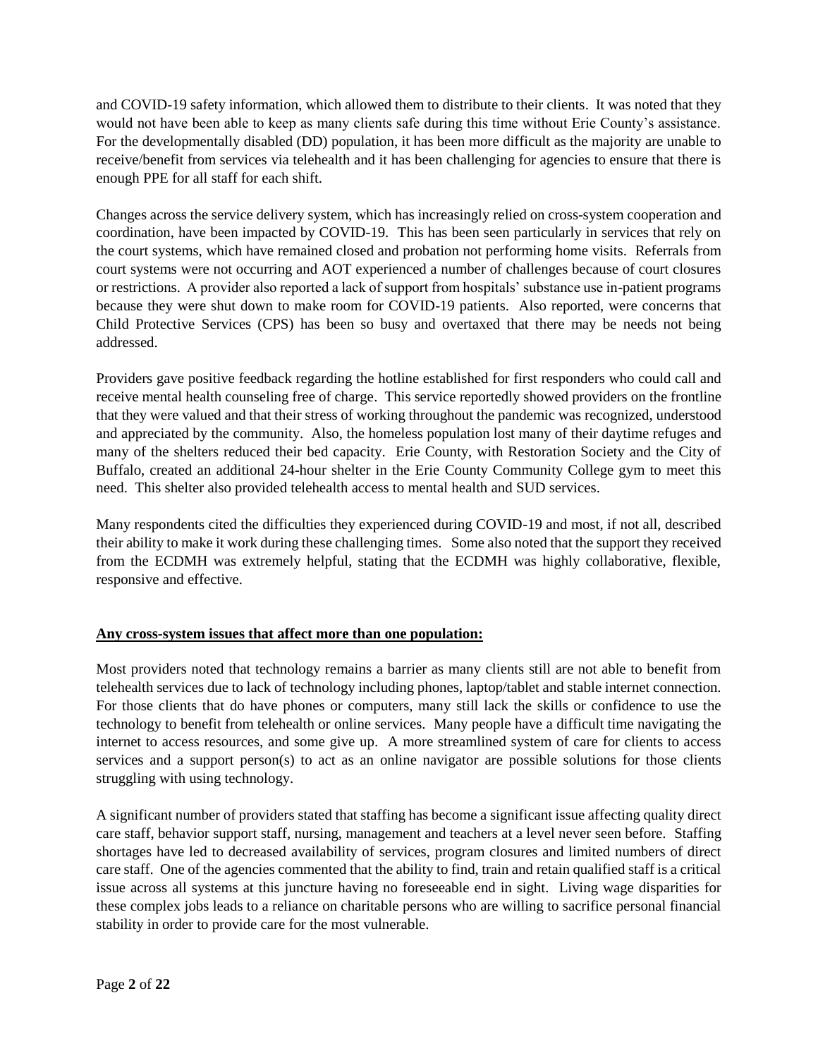and COVID-19 safety information, which allowed them to distribute to their clients. It was noted that they would not have been able to keep as many clients safe during this time without Erie County's assistance. For the developmentally disabled (DD) population, it has been more difficult as the majority are unable to receive/benefit from services via telehealth and it has been challenging for agencies to ensure that there is enough PPE for all staff for each shift.

Changes across the service delivery system, which has increasingly relied on cross-system cooperation and coordination, have been impacted by COVID-19. This has been seen particularly in services that rely on the court systems, which have remained closed and probation not performing home visits. Referrals from court systems were not occurring and AOT experienced a number of challenges because of court closures or restrictions. A provider also reported a lack of support from hospitals' substance use in-patient programs because they were shut down to make room for COVID-19 patients. Also reported, were concerns that Child Protective Services (CPS) has been so busy and overtaxed that there may be needs not being addressed.

Providers gave positive feedback regarding the hotline established for first responders who could call and receive mental health counseling free of charge. This service reportedly showed providers on the frontline that they were valued and that their stress of working throughout the pandemic was recognized, understood and appreciated by the community. Also, the homeless population lost many of their daytime refuges and many of the shelters reduced their bed capacity. Erie County, with Restoration Society and the City of Buffalo, created an additional 24-hour shelter in the Erie County Community College gym to meet this need. This shelter also provided telehealth access to mental health and SUD services.

Many respondents cited the difficulties they experienced during COVID-19 and most, if not all, described their ability to make it work during these challenging times. Some also noted that the support they received from the ECDMH was extremely helpful, stating that the ECDMH was highly collaborative, flexible, responsive and effective.

**Any cross-system issues that affect more than one population:**

Most providers noted that technology remains a barrier as many clients still are not able to benefit from telehealth services due to lack of technology including phones, laptop/tablet and stable internet connection. For those clients that do have phones or computers, many still lack the skills or confidence to use the technology to benefit from telehealth or online services. Many people have a difficult time navigating the internet to access resources, and some give up. A more streamlined system of care for clients to access services and a support person(s) to act as an online navigator are possible solutions for those clients struggling with using technology.

A significant number of providers stated that staffing has become a significant issue affecting quality direct care staff, behavior support staff, nursing, management and teachers at a level never seen before. Staffing shortages have led to decreased availability of services, program closures and limited numbers of direct care staff. One of the agencies commented that the ability to find, train and retain qualified staff is a critical issue across all systems at this juncture having no foreseeable end in sight. Living wage disparities for these complex jobs leads to a reliance on charitable persons who are willing to sacrifice personal financial stability in order to provide care for the most vulnerable.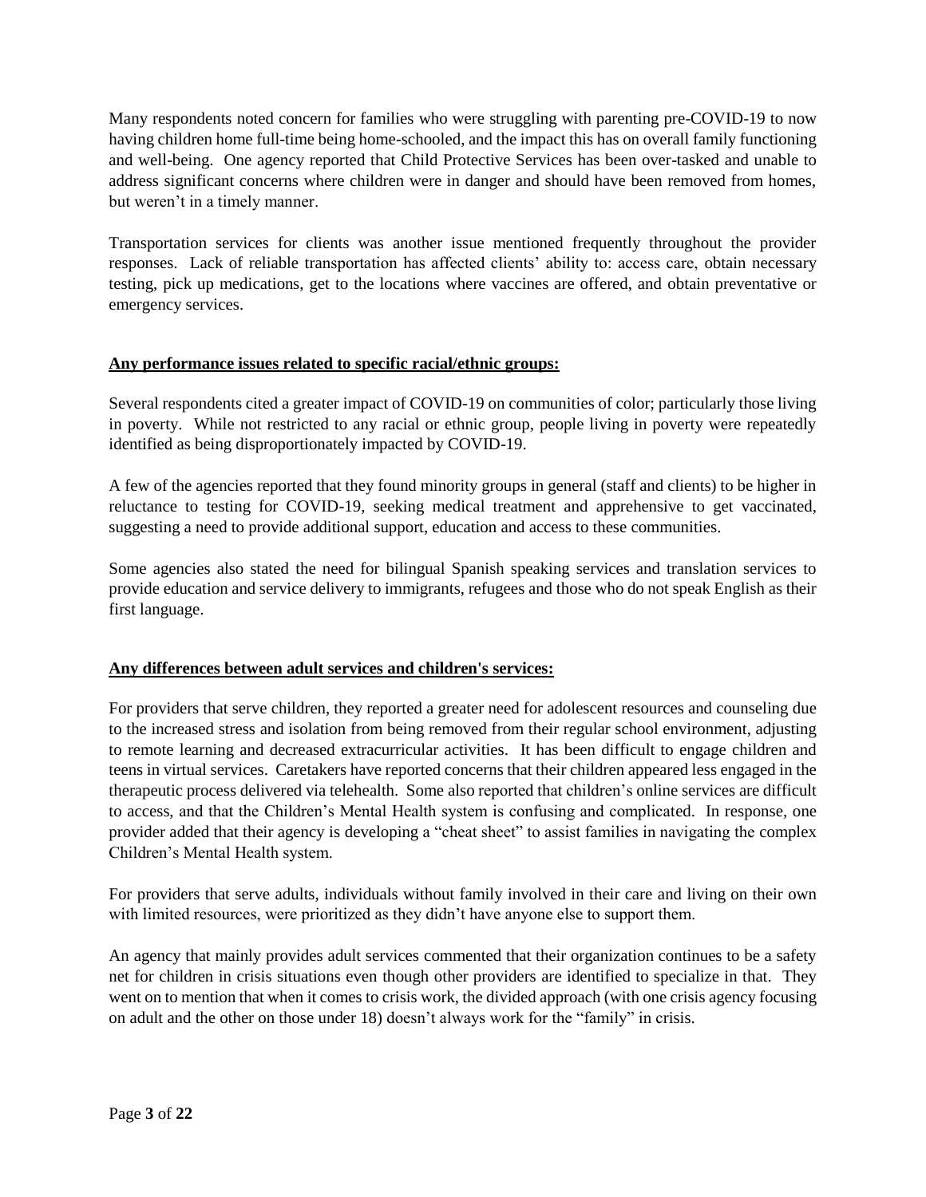Many respondents noted concern for families who were struggling with parenting pre-COVID-19 to now having children home full-time being home-schooled, and the impact this has on overall family functioning and well-being. One agency reported that Child Protective Services has been over-tasked and unable to address significant concerns where children were in danger and should have been removed from homes, but weren't in a timely manner.

Transportation services for clients was another issue mentioned frequently throughout the provider responses. Lack of reliable transportation has affected clients' ability to: access care, obtain necessary testing, pick up medications, get to the locations where vaccines are offered, and obtain preventative or emergency services.

**Any performance issues related to specific racial/ethnic groups:**

Several respondents cited a greater impact of COVID-19 on communities of color; particularly those living in poverty. While not restricted to any racial or ethnic group, people living in poverty were repeatedly identified as being disproportionately impacted by COVID-19.

A few of the agencies reported that they found minority groups in general (staff and clients) to be higher in reluctance to testing for COVID-19, seeking medical treatment and apprehensive to get vaccinated, suggesting a need to provide additional support, education and access to these communities.

Some agencies also stated the need for bilingual Spanish speaking services and translation services to provide education and service delivery to immigrants, refugees and those who do not speak English as their first language.

**Any differences between adult services and children's services:**

For providers that serve children, they reported a greater need for adolescent resources and counseling due to the increased stress and isolation from being removed from their regular school environment, adjusting to remote learning and decreased extracurricular activities. It has been difficult to engage children and teens in virtual services. Caretakers have reported concerns that their children appeared less engaged in the therapeutic process delivered via telehealth. Some also reported that children's online services are difficult to access, and that the Children's Mental Health system is confusing and complicated. In response, one provider added that their agency is developing a "cheat sheet" to assist families in navigating the complex Children's Mental Health system.

For providers that serve adults, individuals without family involved in their care and living on their own with limited resources, were prioritized as they didn't have anyone else to support them.

An agency that mainly provides adult services commented that their organization continues to be a safety net for children in crisis situations even though other providers are identified to specialize in that. They went on to mention that when it comes to crisis work, the divided approach (with one crisis agency focusing on adult and the other on those under 18) doesn't always work for the "family" in crisis.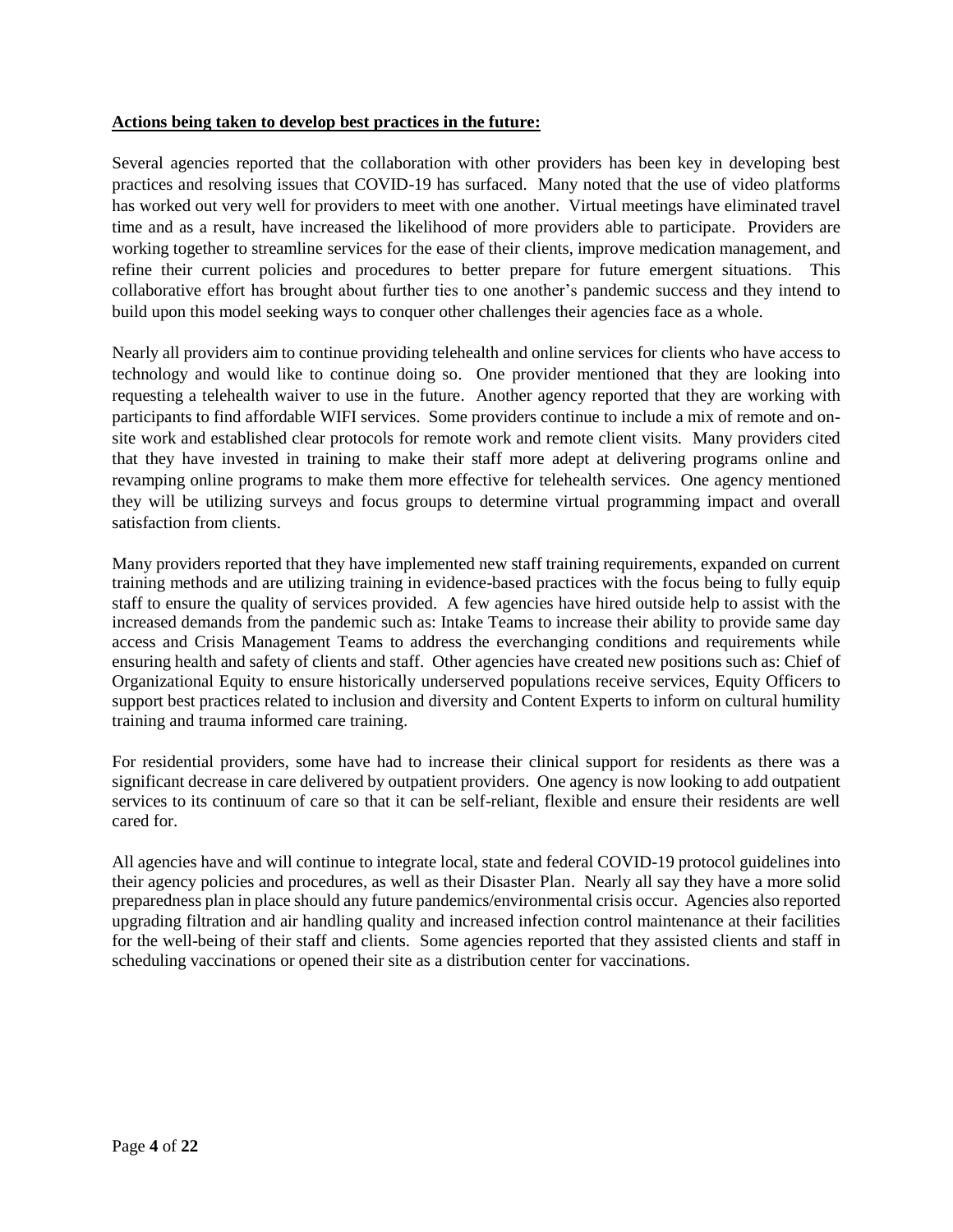**Actions being taken to develop best practices in the future:**

Several agencies reported that the collaboration with other providers has been key in developing best practices and resolving issues that COVID-19 has surfaced. Many noted that the use of video platforms has worked out very well for providers to meet with one another. Virtual meetings have eliminated travel time and as a result, have increased the likelihood of more providers able to participate. Providers are working together to streamline services for the ease of their clients, improve medication management, and refine their current policies and procedures to better prepare for future emergent situations. This collaborative effort has brought about further ties to one another's pandemic success and they intend to build upon this model seeking ways to conquer other challenges their agencies face as a whole.

Nearly all providers aim to continue providing telehealth and online services for clients who have access to technology and would like to continue doing so. One provider mentioned that they are looking into requesting a telehealth waiver to use in the future. Another agency reported that they are working with participants to find affordable WIFI services. Some providers continue to include a mix of remote and on-site work and established clear protocols for remote work and remote client visits. Many providers cited that they have invested in training to make their staff more adept at delivering programs online and revamping online programs to make them more effective for telehealth services. One agency mentioned they will be utilizing surveys and focus groups to determine virtual programming impact and overall satisfaction from clients.

Many providers reported that they have implemented new staff training requirements, expanded on current training methods and are utilizing training in evidence-based practices with the focus being to fully equip staff to ensure the quality of services provided. A few agencies have hired outside help to assist with the increased demands from the pandemic such as: Intake Teams to increase their ability to provide same day access and Crisis Management Teams to address the everchanging conditions and requirements while ensuring health and safety of clients and staff. Other agencies have created new positions such as: Chief of Organizational Equity to ensure historically underserved populations receive services, Equity Officers to support best practices related to inclusion and diversity and Content Experts to inform on cultural humility training and trauma informed care training.

For residential providers, some have had to increase their clinical support for residents as there was a significant decrease in care delivered by outpatient providers. One agency is now looking to add outpatient services to its continuum of care so that it can be self-reliant, flexible and ensure their residents are well cared for.

All agencies have and will continue to integrate local, state and federal COVID-19 protocol guidelines into their agency policies and procedures, as well as their Disaster Plan. Nearly all say they have a more solid preparedness plan in place should any future pandemics/environmental crisis occur. Agencies also reported upgrading filtration and air handling quality and increased infection control maintenance at their facilities for the well-being of their staff and clients. Some agencies reported that they assisted clients and staff in scheduling vaccinations or opened their site as a distribution center for vaccinations.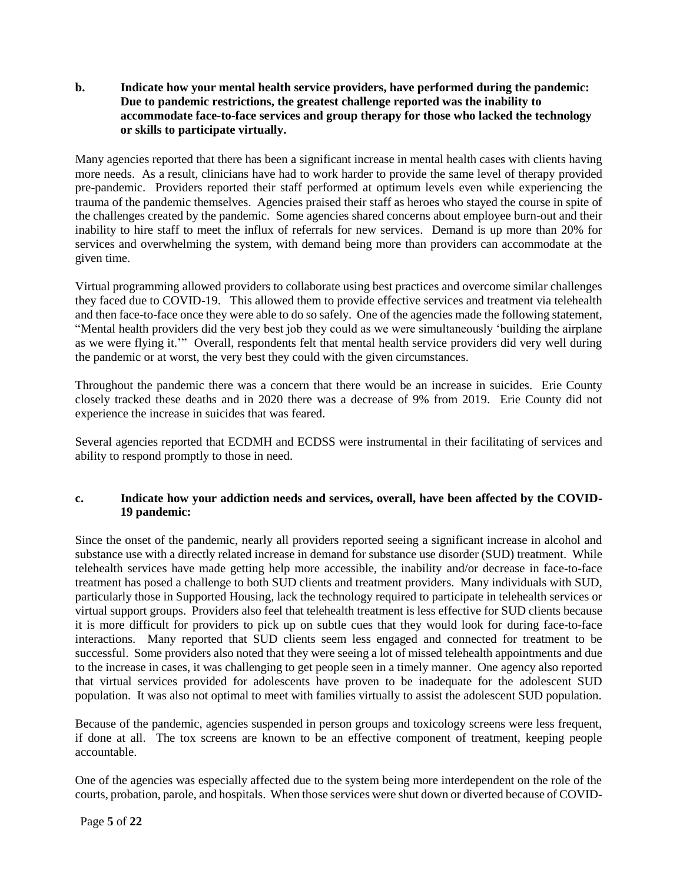**b. Indicate how your mental health service providers, have performed during the pandemic: Due to pandemic restrictions, the greatest challenge reported was the inability to accommodate face-to-face services and group therapy for those who lacked the technology or skills to participate virtually.**

Many agencies reported that there has been a significant increase in mental health cases with clients having more needs. As a result, clinicians have had to work harder to provide the same level of therapy provided pre-pandemic. Providers reported their staff performed at optimum levels even while experiencing the trauma of the pandemic themselves. Agencies praised their staff as heroes who stayed the course in spite of the challenges created by the pandemic. Some agencies shared concerns about employee burn-out and their inability to hire staff to meet the influx of referrals for new services. Demand is up more than 20% for services and overwhelming the system, with demand being more than providers can accommodate at the given time.

Virtual programming allowed providers to collaborate using best practices and overcome similar challenges they faced due to COVID-19. This allowed them to provide effective services and treatment via telehealth and then face-to-face once they were able to do so safely. One of the agencies made the following statement, "Mental health providers did the very best job they could as we were simultaneously 'building the airplane as we were flying it.'" Overall, respondents felt that mental health service providers did very well during the pandemic or at worst, the very best they could with the given circumstances.

Throughout the pandemic there was a concern that there would be an increase in suicides. Erie County closely tracked these deaths and in 2020 there was a decrease of 9% from 2019. Erie County did not experience the increase in suicides that was feared.

Several agencies reported that ECDMH and ECDSS were instrumental in their facilitating of services and ability to respond promptly to those in need.

**c. Indicate how your addiction needs and services, overall, have been affected by the COVID-19 pandemic:**

Since the onset of the pandemic, nearly all providers reported seeing a significant increase in alcohol and substance use with a directly related increase in demand for substance use disorder (SUD) treatment. While telehealth services have made getting help more accessible, the inability and/or decrease in face-to-face treatment has posed a challenge to both SUD clients and treatment providers. Many individuals with SUD, particularly those in Supported Housing, lack the technology required to participate in telehealth services or virtual support groups. Providers also feel that telehealth treatment is less effective for SUD clients because it is more difficult for providers to pick up on subtle cues that they would look for during face-to-face interactions. Many reported that SUD clients seem less engaged and connected for treatment to be successful. Some providers also noted that they were seeing a lot of missed telehealth appointments and due to the increase in cases, it was challenging to get people seen in a timely manner. One agency also reported that virtual services provided for adolescents have proven to be inadequate for the adolescent SUD population. It was also not optimal to meet with families virtually to assist the adolescent SUD population.

Because of the pandemic, agencies suspended in person groups and toxicology screens were less frequent, if done at all. The tox screens are known to be an effective component of treatment, keeping people accountable.

One of the agencies was especially affected due to the system being more interdependent on the role of the courts, probation, parole, and hospitals. When those services were shut down or diverted because of COVID-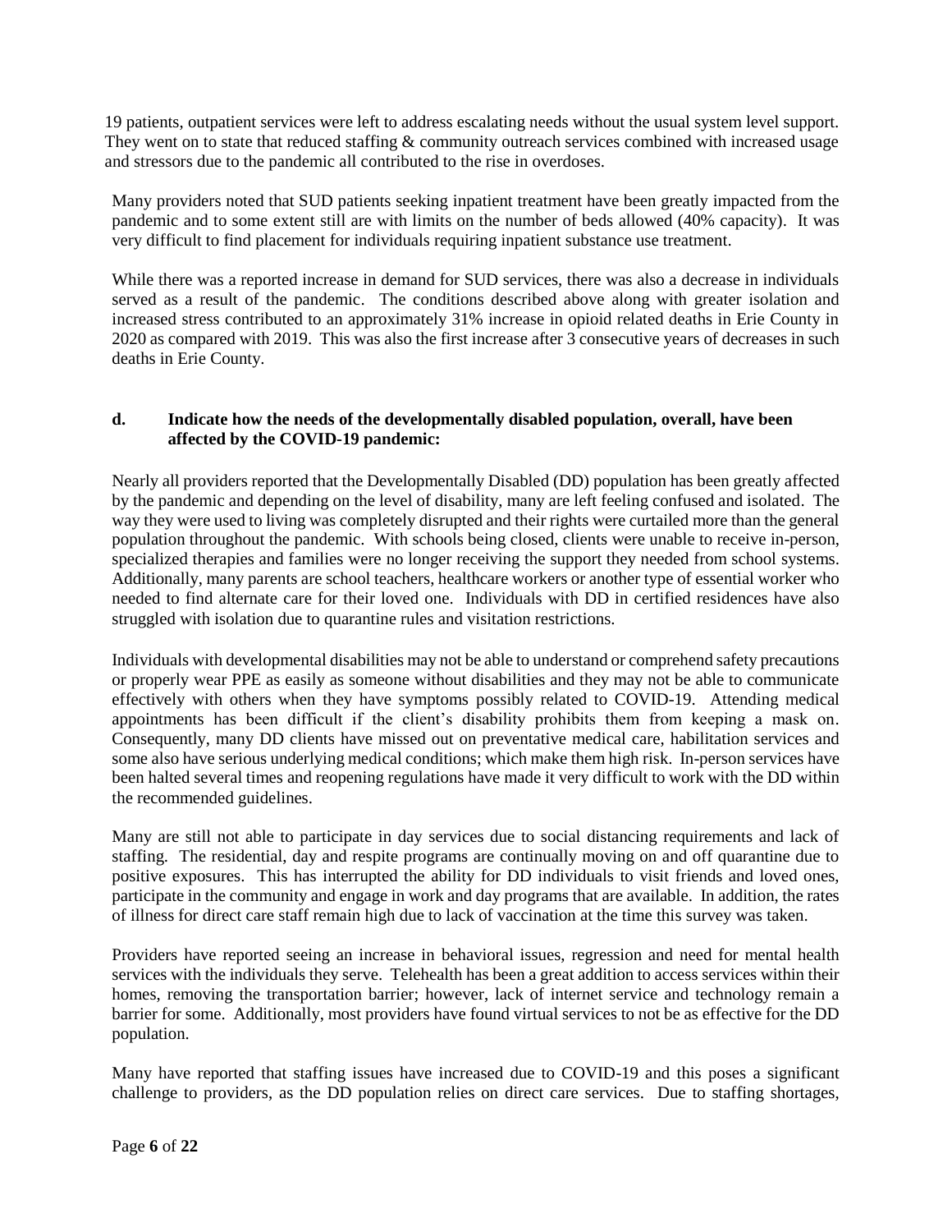19 patients, outpatient services were left to address escalating needs without the usual system level support. They went on to state that reduced staffing & community outreach services combined with increased usage and stressors due to the pandemic all contributed to the rise in overdoses.

Many providers noted that SUD patients seeking inpatient treatment have been greatly impacted from the pandemic and to some extent still are with limits on the number of beds allowed (40% capacity). It was very difficult to find placement for individuals requiring inpatient substance use treatment.

While there was a reported increase in demand for SUD services, there was also a decrease in individuals served as a result of the pandemic. The conditions described above along with greater isolation and increased stress contributed to an approximately 31% increase in opioid related deaths in Erie County in 2020 as compared with 2019. This was also the first increase after 3 consecutive years of decreases in such deaths in Erie County.

**d. Indicate how the needs of the developmentally disabled population, overall, have been affected by the COVID-19 pandemic:**

Nearly all providers reported that the Developmentally Disabled (DD) population has been greatly affected by the pandemic and depending on the level of disability, many are left feeling confused and isolated. The way they were used to living was completely disrupted and their rights were curtailed more than the general population throughout the pandemic. With schools being closed, clients were unable to receive in-person, specialized therapies and families were no longer receiving the support they needed from school systems. Additionally, many parents are school teachers, healthcare workers or another type of essential worker who needed to find alternate care for their loved one. Individuals with DD in certified residences have also struggled with isolation due to quarantine rules and visitation restrictions.

Individuals with developmental disabilities may not be able to understand or comprehend safety precautions or properly wear PPE as easily as someone without disabilities and they may not be able to communicate effectively with others when they have symptoms possibly related to COVID-19. Attending medical appointments has been difficult if the client's disability prohibits them from keeping a mask on. Consequently, many DD clients have missed out on preventative medical care, habilitation services and some also have serious underlying medical conditions; which make them high risk. In-person services have been halted several times and reopening regulations have made it very difficult to work with the DD within the recommended guidelines.

Many are still not able to participate in day services due to social distancing requirements and lack of staffing. The residential, day and respite programs are continually moving on and off quarantine due to positive exposures. This has interrupted the ability for DD individuals to visit friends and loved ones, participate in the community and engage in work and day programs that are available. In addition, the rates of illness for direct care staff remain high due to lack of vaccination at the time this survey was taken.

Providers have reported seeing an increase in behavioral issues, regression and need for mental health services with the individuals they serve. Telehealth has been a great addition to access services within their homes, removing the transportation barrier; however, lack of internet service and technology remain a barrier for some. Additionally, most providers have found virtual services to not be as effective for the DD population.

Many have reported that staffing issues have increased due to COVID-19 and this poses a significant challenge to providers, as the DD population relies on direct care services. Due to staffing shortages,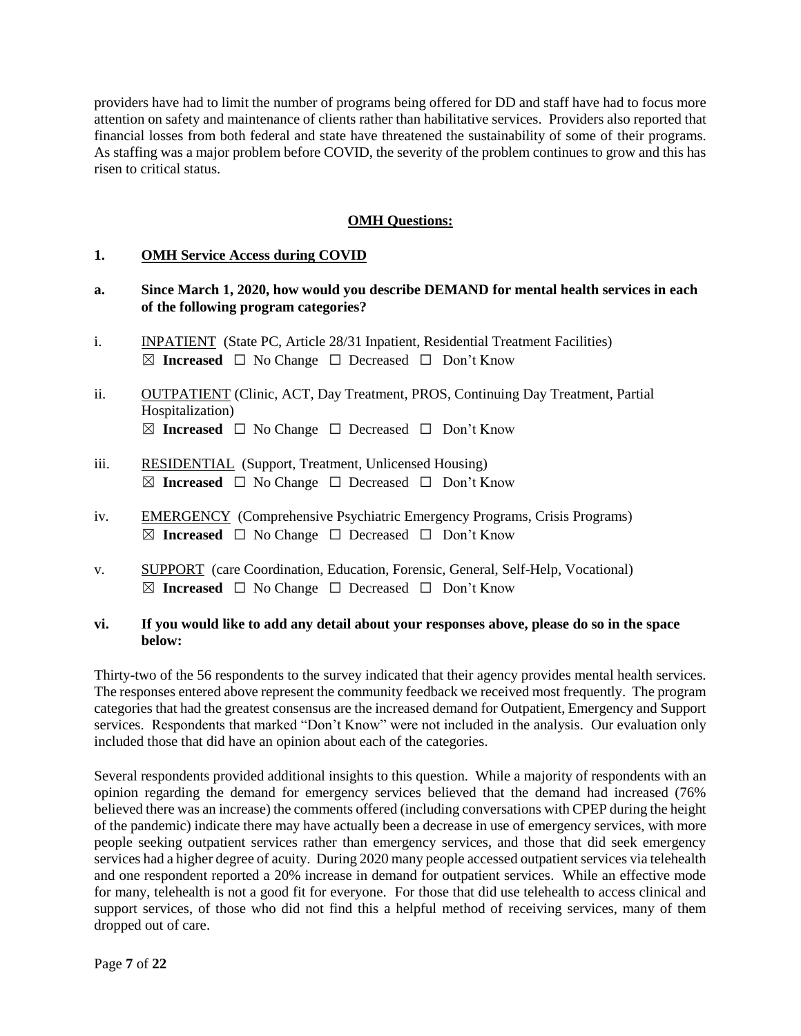providers have had to limit the number of programs being offered for DD and staff have had to focus more attention on safety and maintenance of clients rather than habilitative services. Providers also reported that financial losses from both federal and state have threatened the sustainability of some of their programs. As staffing was a major problem before COVID, the severity of the problem continues to grow and this has risen to critical status.

## OMH Questions:

### 1. OMH Service Access during COVID

**a. Since March 1, 2020, how would you describe DEMAND for mental health services in each of the following program categories?**

i. INPATIENT (State PC, Article 28/31 Inpatient, Residential Treatment Facilities)
☒ **Increased** ☐ No Change ☐ Decreased ☐ Don't Know

ii. OUTPATIENT (Clinic, ACT, Day Treatment, PROS, Continuing Day Treatment, Partial Hospitalization)
☒ **Increased** ☐ No Change ☐ Decreased ☐ Don't Know

iii. RESIDENTIAL (Support, Treatment, Unlicensed Housing)
☒ **Increased** ☐ No Change ☐ Decreased ☐ Don't Know

iv. EMERGENCY (Comprehensive Psychiatric Emergency Programs, Crisis Programs)
☒ **Increased** ☐ No Change ☐ Decreased ☐ Don't Know

v. SUPPORT (care Coordination, Education, Forensic, General, Self-Help, Vocational)
☒ **Increased** ☐ No Change ☐ Decreased ☐ Don't Know

**vi. If you would like to add any detail about your responses above, please do so in the space below:**

Thirty-two of the 56 respondents to the survey indicated that their agency provides mental health services. The responses entered above represent the community feedback we received most frequently. The program categories that had the greatest consensus are the increased demand for Outpatient, Emergency and Support services. Respondents that marked "Don't Know" were not included in the analysis. Our evaluation only included those that did have an opinion about each of the categories.

Several respondents provided additional insights to this question. While a majority of respondents with an opinion regarding the demand for emergency services believed that the demand had increased (76% believed there was an increase) the comments offered (including conversations with CPEP during the height of the pandemic) indicate there may have actually been a decrease in use of emergency services, with more people seeking outpatient services rather than emergency services, and those that did seek emergency services had a higher degree of acuity. During 2020 many people accessed outpatient services via telehealth and one respondent reported a 20% increase in demand for outpatient services. While an effective mode for many, telehealth is not a good fit for everyone. For those that did use telehealth to access clinical and support services, of those who did not find this a helpful method of receiving services, many of them dropped out of care.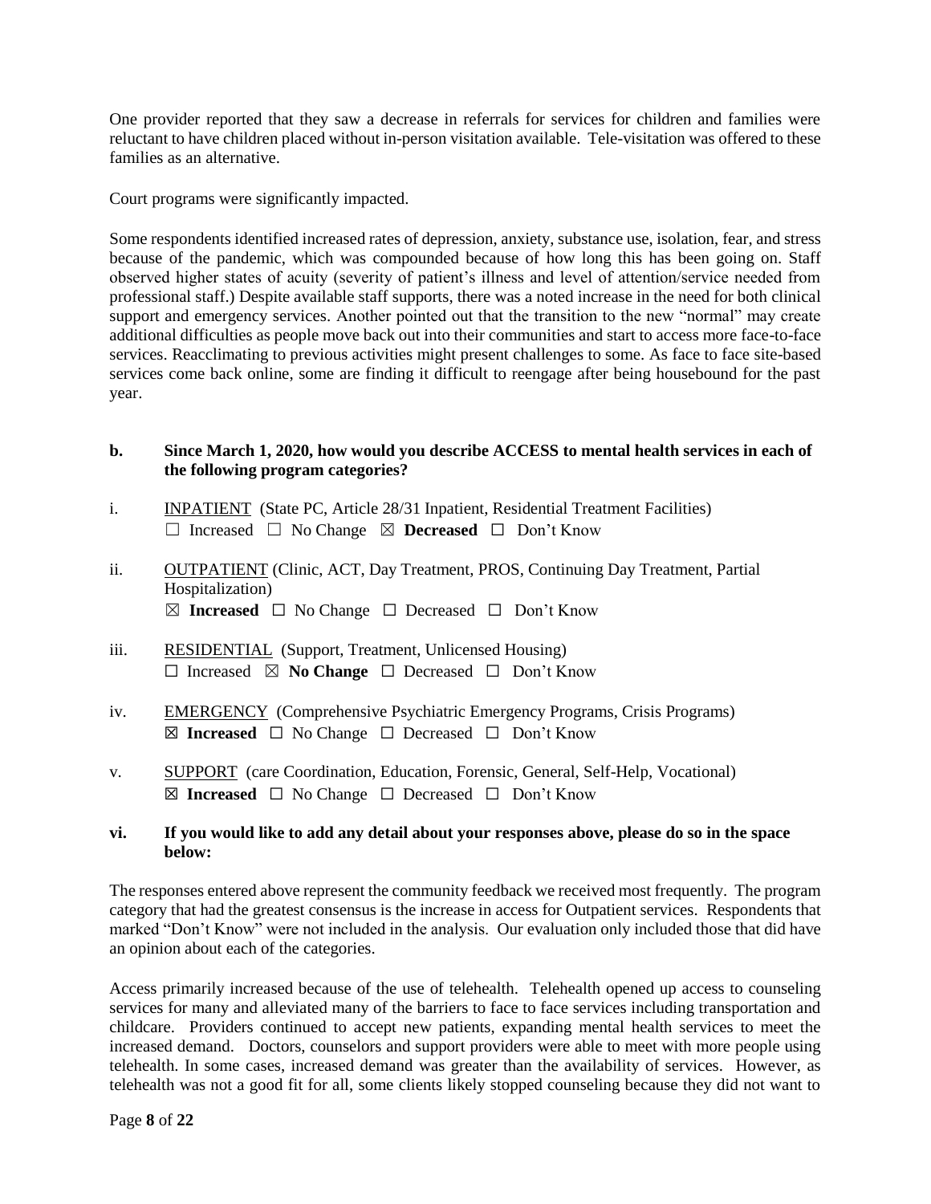One provider reported that they saw a decrease in referrals for services for children and families were reluctant to have children placed without in-person visitation available. Tele-visitation was offered to these families as an alternative.

Court programs were significantly impacted.

Some respondents identified increased rates of depression, anxiety, substance use, isolation, fear, and stress because of the pandemic, which was compounded because of how long this has been going on. Staff observed higher states of acuity (severity of patient's illness and level of attention/service needed from professional staff.) Despite available staff supports, there was a noted increase in the need for both clinical support and emergency services. Another pointed out that the transition to the new "normal" may create additional difficulties as people move back out into their communities and start to access more face-to-face services. Reacclimating to previous activities might present challenges to some. As face to face site-based services come back online, some are finding it difficult to reengage after being housebound for the past year.

**b. Since March 1, 2020, how would you describe ACCESS to mental health services in each of the following program categories?**

i. <u>INPATIENT</u> (State PC, Article 28/31 Inpatient, Residential Treatment Facilities)
☐ Increased ☐ No Change ☒ **Decreased** ☐ Don't Know

ii. <u>OUTPATIENT</u> (Clinic, ACT, Day Treatment, PROS, Continuing Day Treatment, Partial Hospitalization)
☒ **Increased** ☐ No Change ☐ Decreased ☐ Don't Know

iii. <u>RESIDENTIAL</u> (Support, Treatment, Unlicensed Housing)
☐ Increased ☒ **No Change** ☐ Decreased ☐ Don't Know

iv. <u>EMERGENCY</u> (Comprehensive Psychiatric Emergency Programs, Crisis Programs)
☒ **Increased** ☐ No Change ☐ Decreased ☐ Don't Know

v. <u>SUPPORT</u> (care Coordination, Education, Forensic, General, Self-Help, Vocational)
☒ **Increased** ☐ No Change ☐ Decreased ☐ Don't Know

**vi. If you would like to add any detail about your responses above, please do so in the space below:**

The responses entered above represent the community feedback we received most frequently. The program category that had the greatest consensus is the increase in access for Outpatient services. Respondents that marked "Don't Know" were not included in the analysis. Our evaluation only included those that did have an opinion about each of the categories.

Access primarily increased because of the use of telehealth. Telehealth opened up access to counseling services for many and alleviated many of the barriers to face to face services including transportation and childcare. Providers continued to accept new patients, expanding mental health services to meet the increased demand. Doctors, counselors and support providers were able to meet with more people using telehealth. In some cases, increased demand was greater than the availability of services. However, as telehealth was not a good fit for all, some clients likely stopped counseling because they did not want to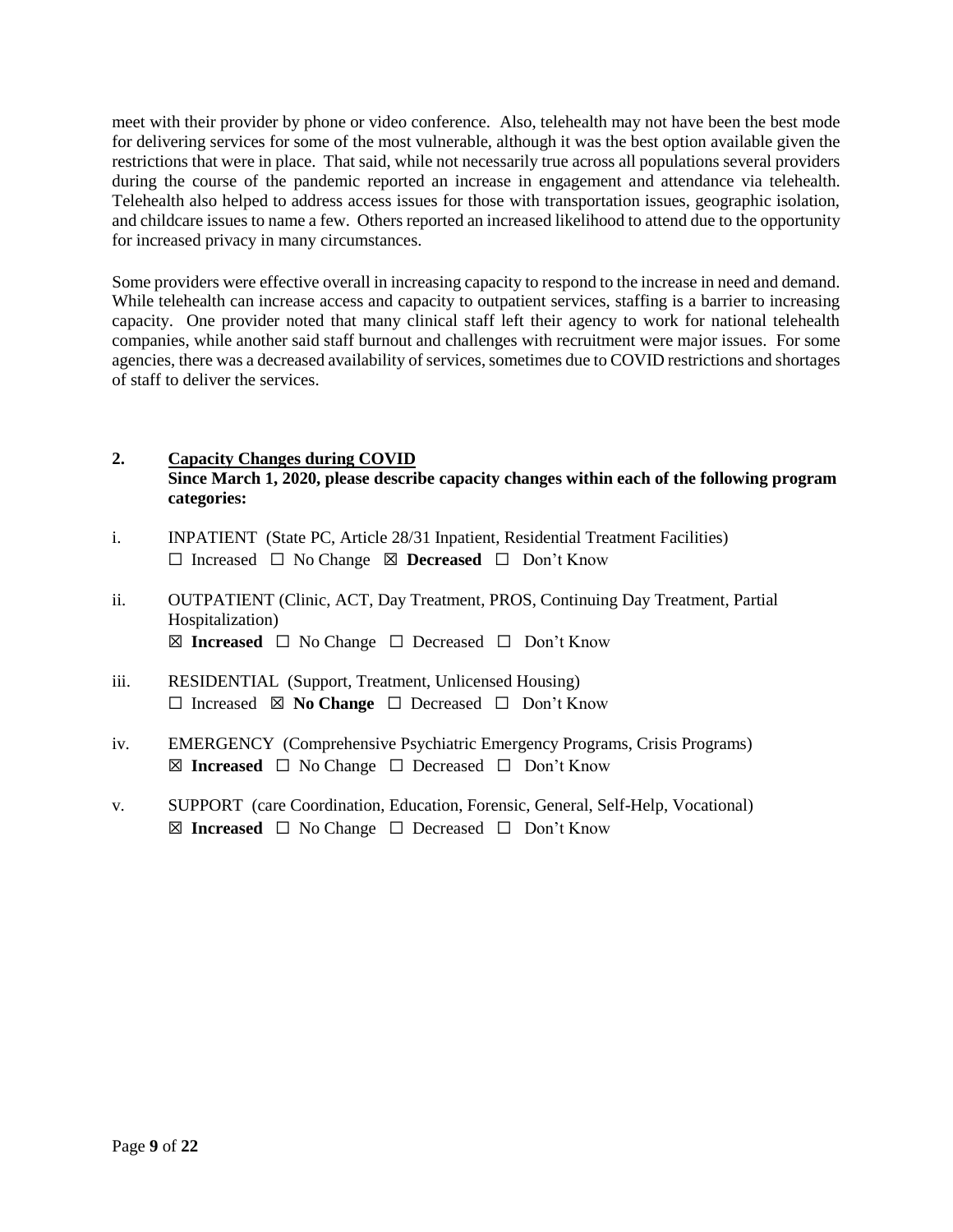meet with their provider by phone or video conference. Also, telehealth may not have been the best mode for delivering services for some of the most vulnerable, although it was the best option available given the restrictions that were in place. That said, while not necessarily true across all populations several providers during the course of the pandemic reported an increase in engagement and attendance via telehealth. Telehealth also helped to address access issues for those with transportation issues, geographic isolation, and childcare issues to name a few. Others reported an increased likelihood to attend due to the opportunity for increased privacy in many circumstances.

Some providers were effective overall in increasing capacity to respond to the increase in need and demand. While telehealth can increase access and capacity to outpatient services, staffing is a barrier to increasing capacity. One provider noted that many clinical staff left their agency to work for national telehealth companies, while another said staff burnout and challenges with recruitment were major issues. For some agencies, there was a decreased availability of services, sometimes due to COVID restrictions and shortages of staff to deliver the services.

**2. Capacity Changes during COVID**

**Since March 1, 2020, please describe capacity changes within each of the following program categories:**

i. INPATIENT (State PC, Article 28/31 Inpatient, Residential Treatment Facilities)
☐ Increased ☐ No Change ☒ **Decreased** ☐ Don't Know

ii. OUTPATIENT (Clinic, ACT, Day Treatment, PROS, Continuing Day Treatment, Partial Hospitalization)
☒ **Increased** ☐ No Change ☐ Decreased ☐ Don't Know

iii. RESIDENTIAL (Support, Treatment, Unlicensed Housing)
☐ Increased ☒ **No Change** ☐ Decreased ☐ Don't Know

iv. EMERGENCY (Comprehensive Psychiatric Emergency Programs, Crisis Programs)
☒ **Increased** ☐ No Change ☐ Decreased ☐ Don't Know

v. SUPPORT (care Coordination, Education, Forensic, General, Self-Help, Vocational)
☒ **Increased** ☐ No Change ☐ Decreased ☐ Don't Know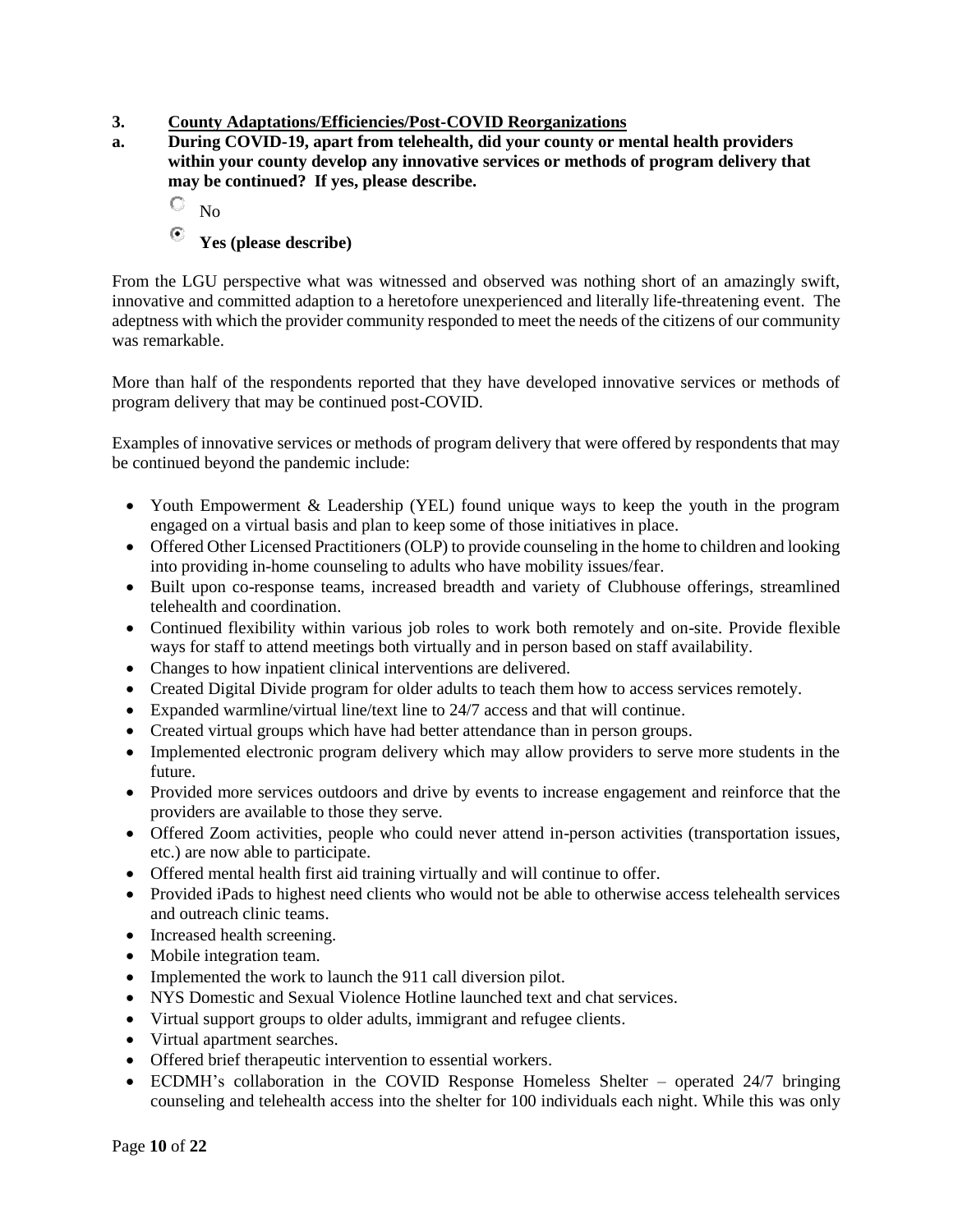### 3. County Adaptations/Efficiencies/Post-COVID Reorganizations

**a. During COVID-19, apart from telehealth, did your county or mental health providers within your county develop any innovative services or methods of program delivery that may be continued? If yes, please describe.**

- ○ No
- ◉ **Yes (please describe)**

From the LGU perspective what was witnessed and observed was nothing short of an amazingly swift, innovative and committed adaption to a heretofore unexperienced and literally life-threatening event. The adeptness with which the provider community responded to meet the needs of the citizens of our community was remarkable.

More than half of the respondents reported that they have developed innovative services or methods of program delivery that may be continued post-COVID.

Examples of innovative services or methods of program delivery that were offered by respondents that may be continued beyond the pandemic include:

- Youth Empowerment & Leadership (YEL) found unique ways to keep the youth in the program engaged on a virtual basis and plan to keep some of those initiatives in place.
- Offered Other Licensed Practitioners (OLP) to provide counseling in the home to children and looking into providing in-home counseling to adults who have mobility issues/fear.
- Built upon co-response teams, increased breadth and variety of Clubhouse offerings, streamlined telehealth and coordination.
- Continued flexibility within various job roles to work both remotely and on-site. Provide flexible ways for staff to attend meetings both virtually and in person based on staff availability.
- Changes to how inpatient clinical interventions are delivered.
- Created Digital Divide program for older adults to teach them how to access services remotely.
- Expanded warmline/virtual line/text line to 24/7 access and that will continue.
- Created virtual groups which have had better attendance than in person groups.
- Implemented electronic program delivery which may allow providers to serve more students in the future.
- Provided more services outdoors and drive by events to increase engagement and reinforce that the providers are available to those they serve.
- Offered Zoom activities, people who could never attend in-person activities (transportation issues, etc.) are now able to participate.
- Offered mental health first aid training virtually and will continue to offer.
- Provided iPads to highest need clients who would not be able to otherwise access telehealth services and outreach clinic teams.
- Increased health screening.
- Mobile integration team.
- Implemented the work to launch the 911 call diversion pilot.
- NYS Domestic and Sexual Violence Hotline launched text and chat services.
- Virtual support groups to older adults, immigrant and refugee clients.
- Virtual apartment searches.
- Offered brief therapeutic intervention to essential workers.
- ECDMH's collaboration in the COVID Response Homeless Shelter – operated 24/7 bringing counseling and telehealth access into the shelter for 100 individuals each night. While this was only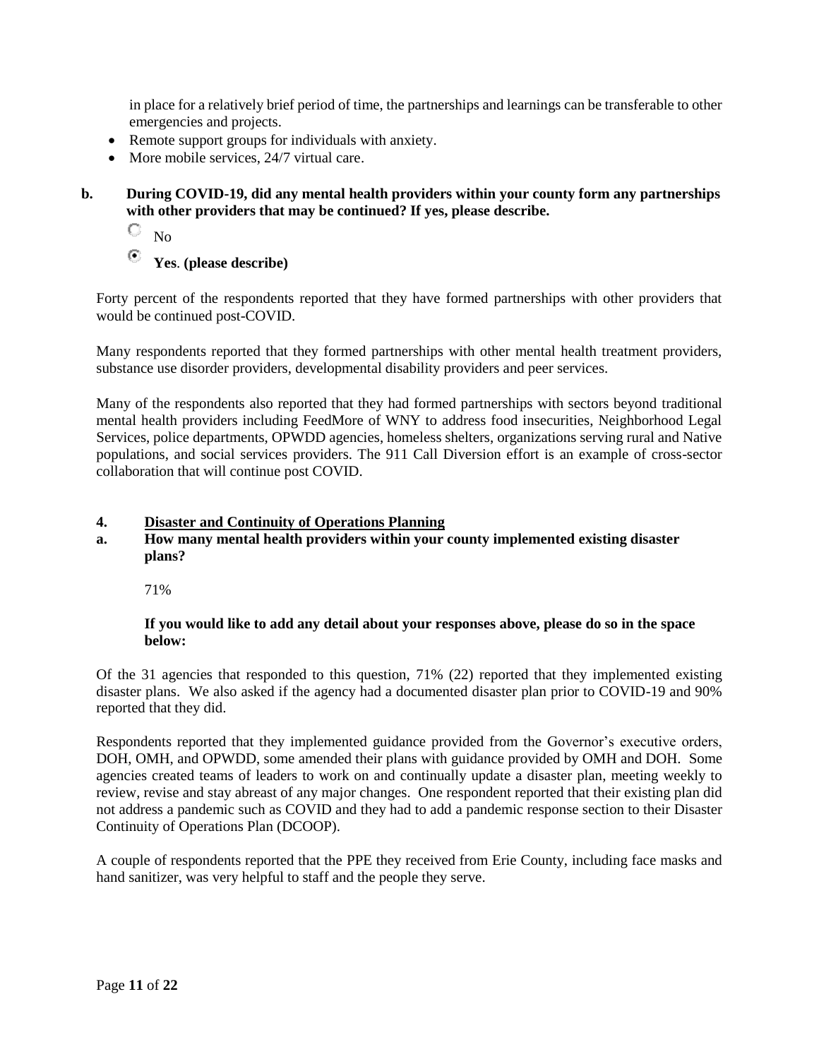in place for a relatively brief period of time, the partnerships and learnings can be transferable to other emergencies and projects.

- Remote support groups for individuals with anxiety.
- More mobile services, 24/7 virtual care.

**b. During COVID-19, did any mental health providers within your county form any partnerships with other providers that may be continued? If yes, please describe.**

○ No

◉ **Yes. (please describe)**

Forty percent of the respondents reported that they have formed partnerships with other providers that would be continued post-COVID.

Many respondents reported that they formed partnerships with other mental health treatment providers, substance use disorder providers, developmental disability providers and peer services.

Many of the respondents also reported that they had formed partnerships with sectors beyond traditional mental health providers including FeedMore of WNY to address food insecurities, Neighborhood Legal Services, police departments, OPWDD agencies, homeless shelters, organizations serving rural and Native populations, and social services providers. The 911 Call Diversion effort is an example of cross-sector collaboration that will continue post COVID.

## 4. Disaster and Continuity of Operations Planning

**a. How many mental health providers within your county implemented existing disaster plans?**

71%

**If you would like to add any detail about your responses above, please do so in the space below:**

Of the 31 agencies that responded to this question, 71% (22) reported that they implemented existing disaster plans. We also asked if the agency had a documented disaster plan prior to COVID-19 and 90% reported that they did.

Respondents reported that they implemented guidance provided from the Governor's executive orders, DOH, OMH, and OPWDD, some amended their plans with guidance provided by OMH and DOH. Some agencies created teams of leaders to work on and continually update a disaster plan, meeting weekly to review, revise and stay abreast of any major changes. One respondent reported that their existing plan did not address a pandemic such as COVID and they had to add a pandemic response section to their Disaster Continuity of Operations Plan (DCOOP).

A couple of respondents reported that the PPE they received from Erie County, including face masks and hand sanitizer, was very helpful to staff and the people they serve.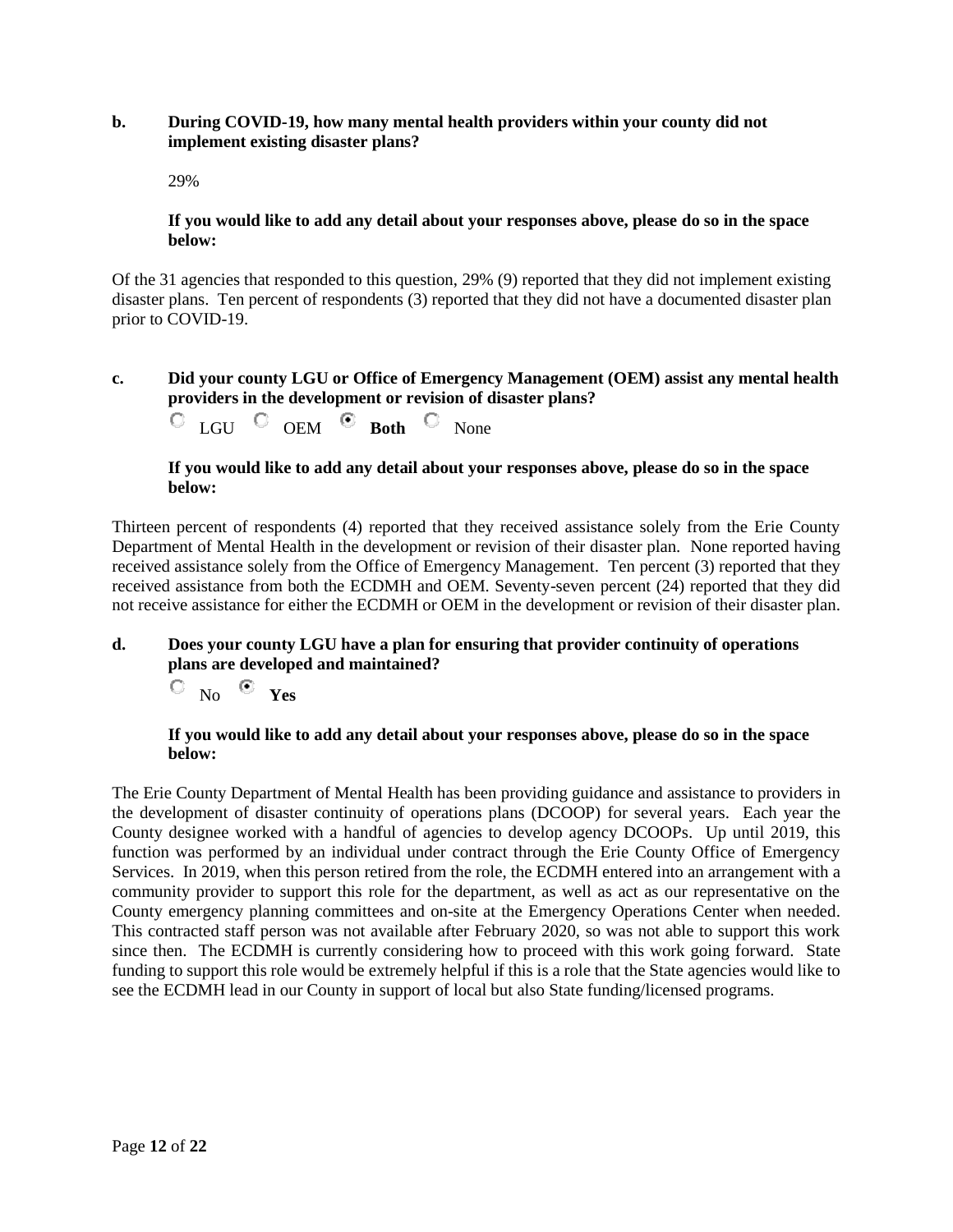**b. During COVID-19, how many mental health providers within your county did not implement existing disaster plans?**

29%

**If you would like to add any detail about your responses above, please do so in the space below:**

Of the 31 agencies that responded to this question, 29% (9) reported that they did not implement existing disaster plans. Ten percent of respondents (3) reported that they did not have a documented disaster plan prior to COVID-19.

**c. Did your county LGU or Office of Emergency Management (OEM) assist any mental health providers in the development or revision of disaster plans?**

○ LGU ○ OEM ◉ **Both** ○ None

**If you would like to add any detail about your responses above, please do so in the space below:**

Thirteen percent of respondents (4) reported that they received assistance solely from the Erie County Department of Mental Health in the development or revision of their disaster plan. None reported having received assistance solely from the Office of Emergency Management. Ten percent (3) reported that they received assistance from both the ECDMH and OEM. Seventy-seven percent (24) reported that they did not receive assistance for either the ECDMH or OEM in the development or revision of their disaster plan.

**d. Does your county LGU have a plan for ensuring that provider continuity of operations plans are developed and maintained?**

○ No ◉ **Yes**

**If you would like to add any detail about your responses above, please do so in the space below:**

The Erie County Department of Mental Health has been providing guidance and assistance to providers in the development of disaster continuity of operations plans (DCOOP) for several years. Each year the County designee worked with a handful of agencies to develop agency DCOOPs. Up until 2019, this function was performed by an individual under contract through the Erie County Office of Emergency Services. In 2019, when this person retired from the role, the ECDMH entered into an arrangement with a community provider to support this role for the department, as well as act as our representative on the County emergency planning committees and on-site at the Emergency Operations Center when needed. This contracted staff person was not available after February 2020, so was not able to support this work since then. The ECDMH is currently considering how to proceed with this work going forward. State funding to support this role would be extremely helpful if this is a role that the State agencies would like to see the ECDMH lead in our County in support of local but also State funding/licensed programs.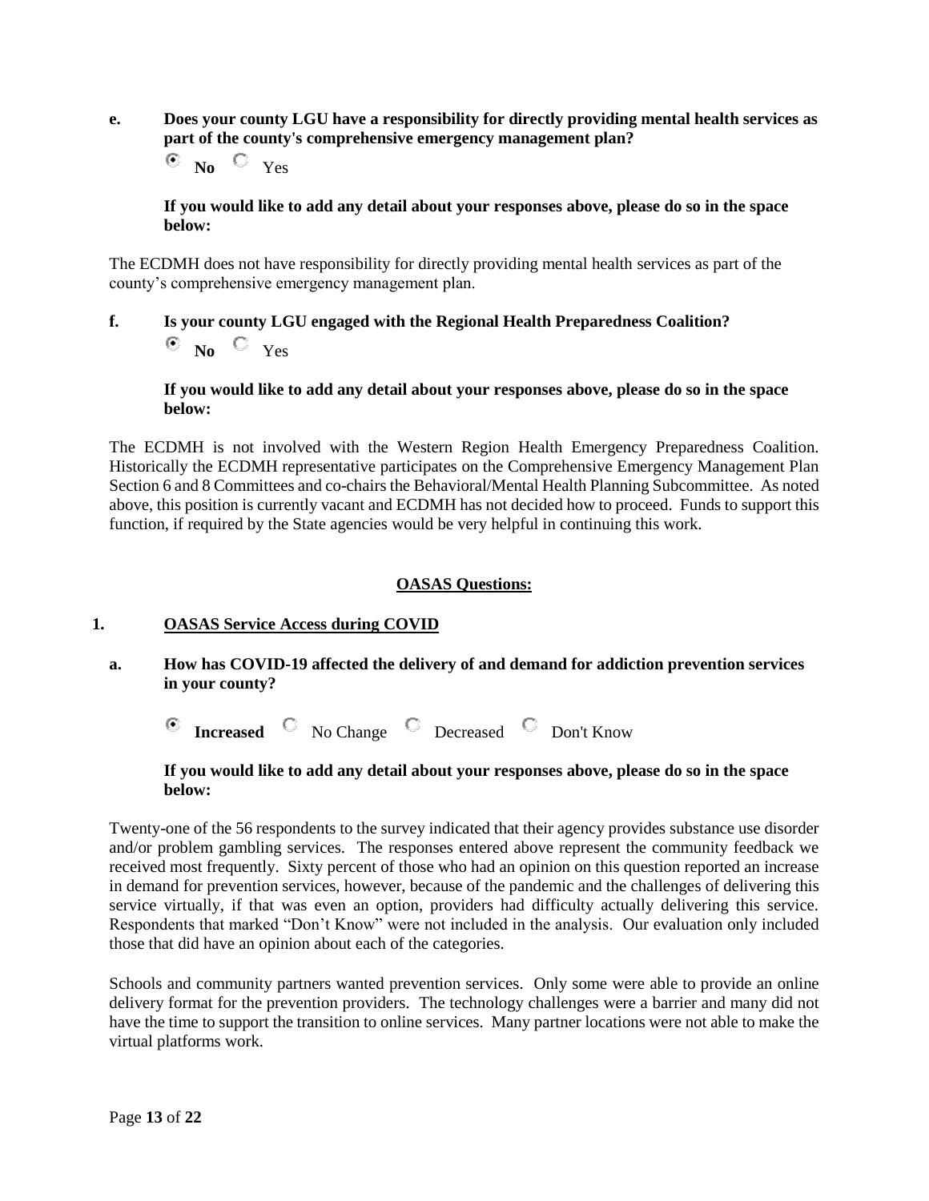**e. Does your county LGU have a responsibility for directly providing mental health services as part of the county's comprehensive emergency management plan?**

◉ **No** ○ Yes

**If you would like to add any detail about your responses above, please do so in the space below:**

The ECDMH does not have responsibility for directly providing mental health services as part of the county's comprehensive emergency management plan.

**f. Is your county LGU engaged with the Regional Health Preparedness Coalition?**

◉ **No** ○ Yes

**If you would like to add any detail about your responses above, please do so in the space below:**

The ECDMH is not involved with the Western Region Health Emergency Preparedness Coalition. Historically the ECDMH representative participates on the Comprehensive Emergency Management Plan Section 6 and 8 Committees and co-chairs the Behavioral/Mental Health Planning Subcommittee. As noted above, this position is currently vacant and ECDMH has not decided how to proceed. Funds to support this function, if required by the State agencies would be very helpful in continuing this work.

## OASAS Questions:

### 1. OASAS Service Access during COVID

**a. How has COVID-19 affected the delivery of and demand for addiction prevention services in your county?**

◉ **Increased** ○ No Change ○ Decreased ○ Don't Know

**If you would like to add any detail about your responses above, please do so in the space below:**

Twenty-one of the 56 respondents to the survey indicated that their agency provides substance use disorder and/or problem gambling services. The responses entered above represent the community feedback we received most frequently. Sixty percent of those who had an opinion on this question reported an increase in demand for prevention services, however, because of the pandemic and the challenges of delivering this service virtually, if that was even an option, providers had difficulty actually delivering this service. Respondents that marked "Don't Know" were not included in the analysis. Our evaluation only included those that did have an opinion about each of the categories.

Schools and community partners wanted prevention services. Only some were able to provide an online delivery format for the prevention providers. The technology challenges were a barrier and many did not have the time to support the transition to online services. Many partner locations were not able to make the virtual platforms work.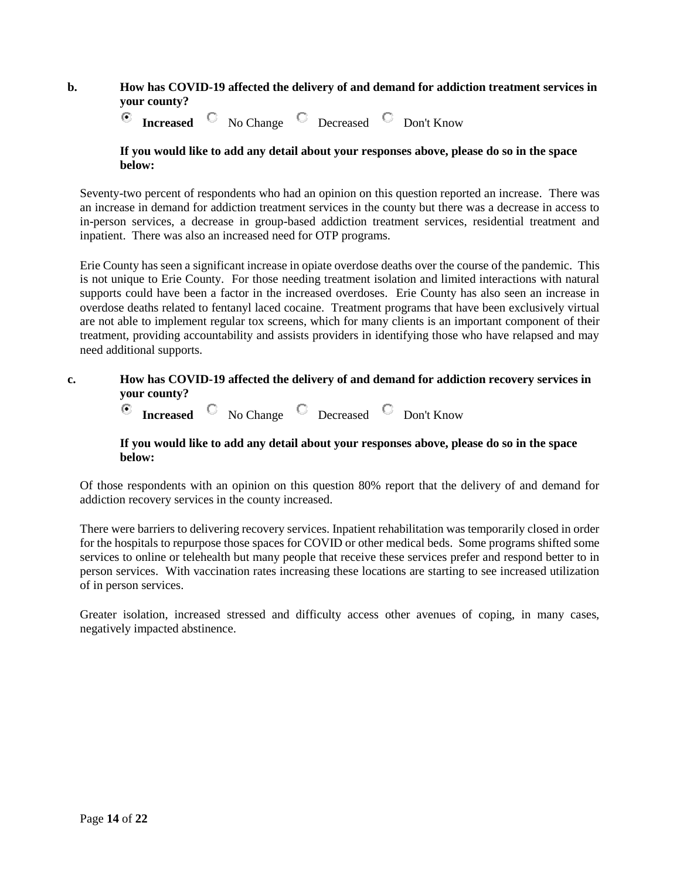**b.** **How has COVID-19 affected the delivery of and demand for addiction treatment services in your county?**

◉ **Increased** ○ No Change ○ Decreased ○ Don't Know

**If you would like to add any detail about your responses above, please do so in the space below:**

Seventy-two percent of respondents who had an opinion on this question reported an increase. There was an increase in demand for addiction treatment services in the county but there was a decrease in access to in-person services, a decrease in group-based addiction treatment services, residential treatment and inpatient. There was also an increased need for OTP programs.

Erie County has seen a significant increase in opiate overdose deaths over the course of the pandemic. This is not unique to Erie County. For those needing treatment isolation and limited interactions with natural supports could have been a factor in the increased overdoses. Erie County has also seen an increase in overdose deaths related to fentanyl laced cocaine. Treatment programs that have been exclusively virtual are not able to implement regular tox screens, which for many clients is an important component of their treatment, providing accountability and assists providers in identifying those who have relapsed and may need additional supports.

**c.** **How has COVID-19 affected the delivery of and demand for addiction recovery services in your county?**

◉ **Increased** ○ No Change ○ Decreased ○ Don't Know

**If you would like to add any detail about your responses above, please do so in the space below:**

Of those respondents with an opinion on this question 80% report that the delivery of and demand for addiction recovery services in the county increased.

There were barriers to delivering recovery services. Inpatient rehabilitation was temporarily closed in order for the hospitals to repurpose those spaces for COVID or other medical beds. Some programs shifted some services to online or telehealth but many people that receive these services prefer and respond better to in person services. With vaccination rates increasing these locations are starting to see increased utilization of in person services.

Greater isolation, increased stressed and difficulty access other avenues of coping, in many cases, negatively impacted abstinence.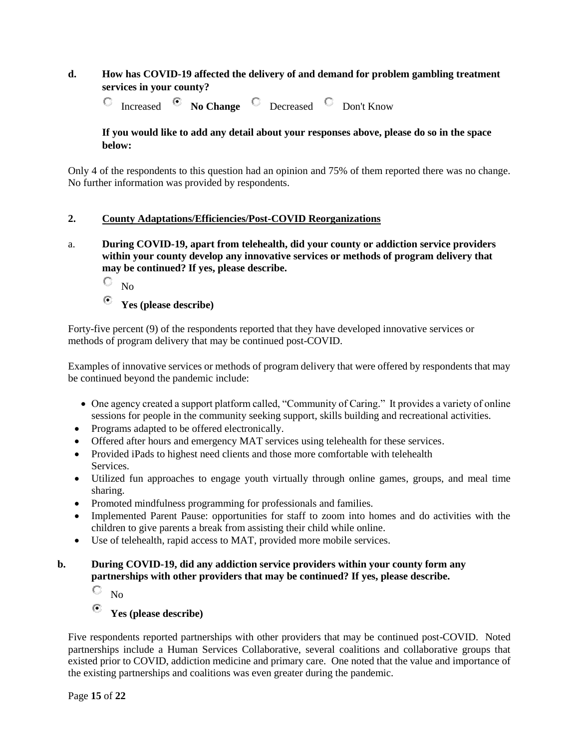**d. How has COVID-19 affected the delivery of and demand for problem gambling treatment services in your county?**

○ Increased ● **No Change** ○ Decreased ○ Don't Know

**If you would like to add any detail about your responses above, please do so in the space below:**

Only 4 of the respondents to this question had an opinion and 75% of them reported there was no change. No further information was provided by respondents.

## 2. County Adaptations/Efficiencies/Post-COVID Reorganizations

a. **During COVID-19, apart from telehealth, did your county or addiction service providers within your county develop any innovative services or methods of program delivery that may be continued? If yes, please describe.**

○ No

● **Yes (please describe)**

Forty-five percent (9) of the respondents reported that they have developed innovative services or methods of program delivery that may be continued post-COVID.

Examples of innovative services or methods of program delivery that were offered by respondents that may be continued beyond the pandemic include:

- One agency created a support platform called, "Community of Caring." It provides a variety of online sessions for people in the community seeking support, skills building and recreational activities.
- Programs adapted to be offered electronically.
- Offered after hours and emergency MAT services using telehealth for these services.
- Provided iPads to highest need clients and those more comfortable with telehealth Services.
- Utilized fun approaches to engage youth virtually through online games, groups, and meal time sharing.
- Promoted mindfulness programming for professionals and families.
- Implemented Parent Pause: opportunities for staff to zoom into homes and do activities with the children to give parents a break from assisting their child while online.
- Use of telehealth, rapid access to MAT, provided more mobile services.

**b. During COVID-19, did any addiction service providers within your county form any partnerships with other providers that may be continued? If yes, please describe.**

○ No

● **Yes (please describe)**

Five respondents reported partnerships with other providers that may be continued post-COVID. Noted partnerships include a Human Services Collaborative, several coalitions and collaborative groups that existed prior to COVID, addiction medicine and primary care. One noted that the value and importance of the existing partnerships and coalitions was even greater during the pandemic.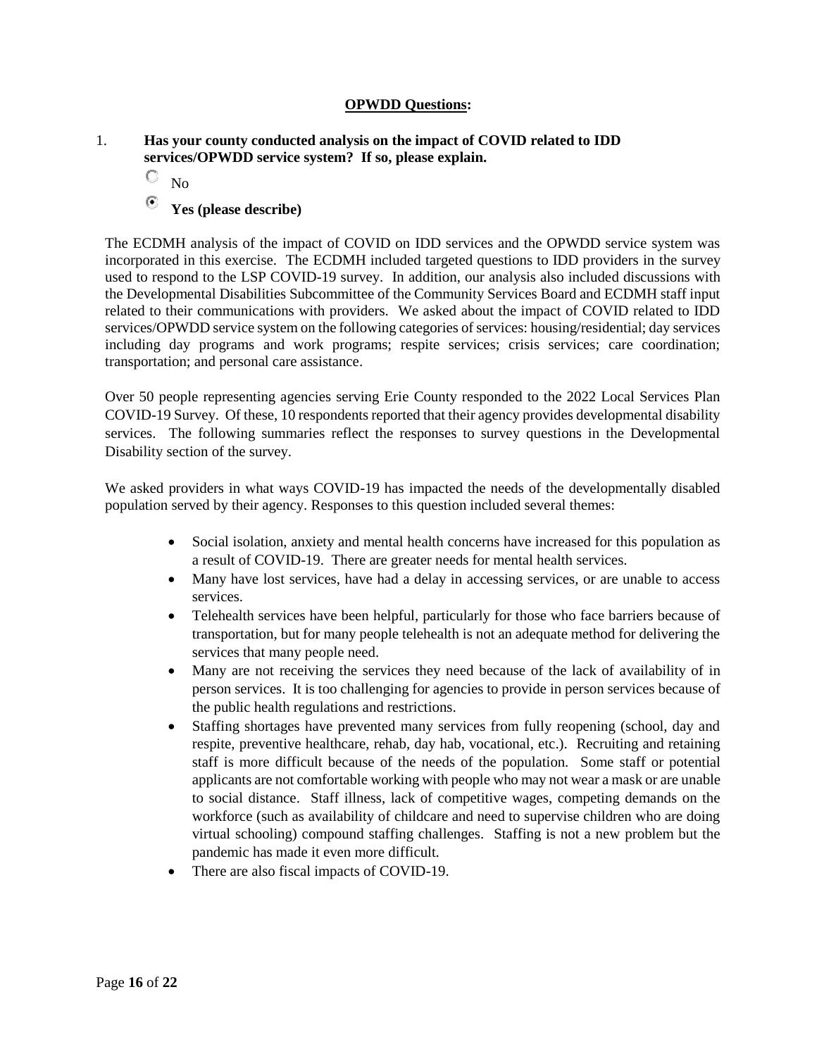**<u>OPWDD Questions</u>:**

1. **Has your county conducted analysis on the impact of COVID related to IDD services/OPWDD service system? If so, please explain.**

   ○ No

   ◉ **Yes (please describe)**

The ECDMH analysis of the impact of COVID on IDD services and the OPWDD service system was incorporated in this exercise. The ECDMH included targeted questions to IDD providers in the survey used to respond to the LSP COVID-19 survey. In addition, our analysis also included discussions with the Developmental Disabilities Subcommittee of the Community Services Board and ECDMH staff input related to their communications with providers. We asked about the impact of COVID related to IDD services/OPWDD service system on the following categories of services: housing/residential; day services including day programs and work programs; respite services; crisis services; care coordination; transportation; and personal care assistance.

Over 50 people representing agencies serving Erie County responded to the 2022 Local Services Plan COVID-19 Survey. Of these, 10 respondents reported that their agency provides developmental disability services. The following summaries reflect the responses to survey questions in the Developmental Disability section of the survey.

We asked providers in what ways COVID-19 has impacted the needs of the developmentally disabled population served by their agency. Responses to this question included several themes:

- Social isolation, anxiety and mental health concerns have increased for this population as a result of COVID-19. There are greater needs for mental health services.
- Many have lost services, have had a delay in accessing services, or are unable to access services.
- Telehealth services have been helpful, particularly for those who face barriers because of transportation, but for many people telehealth is not an adequate method for delivering the services that many people need.
- Many are not receiving the services they need because of the lack of availability of in person services. It is too challenging for agencies to provide in person services because of the public health regulations and restrictions.
- Staffing shortages have prevented many services from fully reopening (school, day and respite, preventive healthcare, rehab, day hab, vocational, etc.). Recruiting and retaining staff is more difficult because of the needs of the population. Some staff or potential applicants are not comfortable working with people who may not wear a mask or are unable to social distance. Staff illness, lack of competitive wages, competing demands on the workforce (such as availability of childcare and need to supervise children who are doing virtual schooling) compound staffing challenges. Staffing is not a new problem but the pandemic has made it even more difficult.
- There are also fiscal impacts of COVID-19.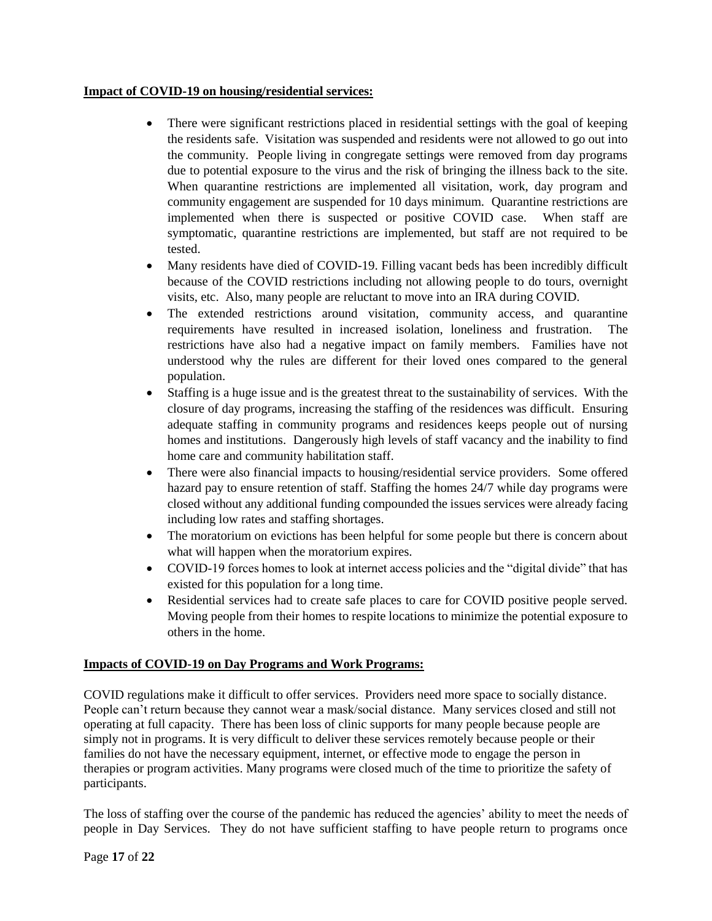**Impact of COVID-19 on housing/residential services:**

- There were significant restrictions placed in residential settings with the goal of keeping the residents safe. Visitation was suspended and residents were not allowed to go out into the community. People living in congregate settings were removed from day programs due to potential exposure to the virus and the risk of bringing the illness back to the site. When quarantine restrictions are implemented all visitation, work, day program and community engagement are suspended for 10 days minimum. Quarantine restrictions are implemented when there is suspected or positive COVID case. When staff are symptomatic, quarantine restrictions are implemented, but staff are not required to be tested.
- Many residents have died of COVID-19. Filling vacant beds has been incredibly difficult because of the COVID restrictions including not allowing people to do tours, overnight visits, etc. Also, many people are reluctant to move into an IRA during COVID.
- The extended restrictions around visitation, community access, and quarantine requirements have resulted in increased isolation, loneliness and frustration. The restrictions have also had a negative impact on family members. Families have not understood why the rules are different for their loved ones compared to the general population.
- Staffing is a huge issue and is the greatest threat to the sustainability of services. With the closure of day programs, increasing the staffing of the residences was difficult. Ensuring adequate staffing in community programs and residences keeps people out of nursing homes and institutions. Dangerously high levels of staff vacancy and the inability to find home care and community habilitation staff.
- There were also financial impacts to housing/residential service providers. Some offered hazard pay to ensure retention of staff. Staffing the homes 24/7 while day programs were closed without any additional funding compounded the issues services were already facing including low rates and staffing shortages.
- The moratorium on evictions has been helpful for some people but there is concern about what will happen when the moratorium expires.
- COVID-19 forces homes to look at internet access policies and the "digital divide" that has existed for this population for a long time.
- Residential services had to create safe places to care for COVID positive people served. Moving people from their homes to respite locations to minimize the potential exposure to others in the home.

**Impacts of COVID-19 on Day Programs and Work Programs:**

COVID regulations make it difficult to offer services. Providers need more space to socially distance. People can't return because they cannot wear a mask/social distance. Many services closed and still not operating at full capacity. There has been loss of clinic supports for many people because people are simply not in programs. It is very difficult to deliver these services remotely because people or their families do not have the necessary equipment, internet, or effective mode to engage the person in therapies or program activities. Many programs were closed much of the time to prioritize the safety of participants.

The loss of staffing over the course of the pandemic has reduced the agencies' ability to meet the needs of people in Day Services. They do not have sufficient staffing to have people return to programs once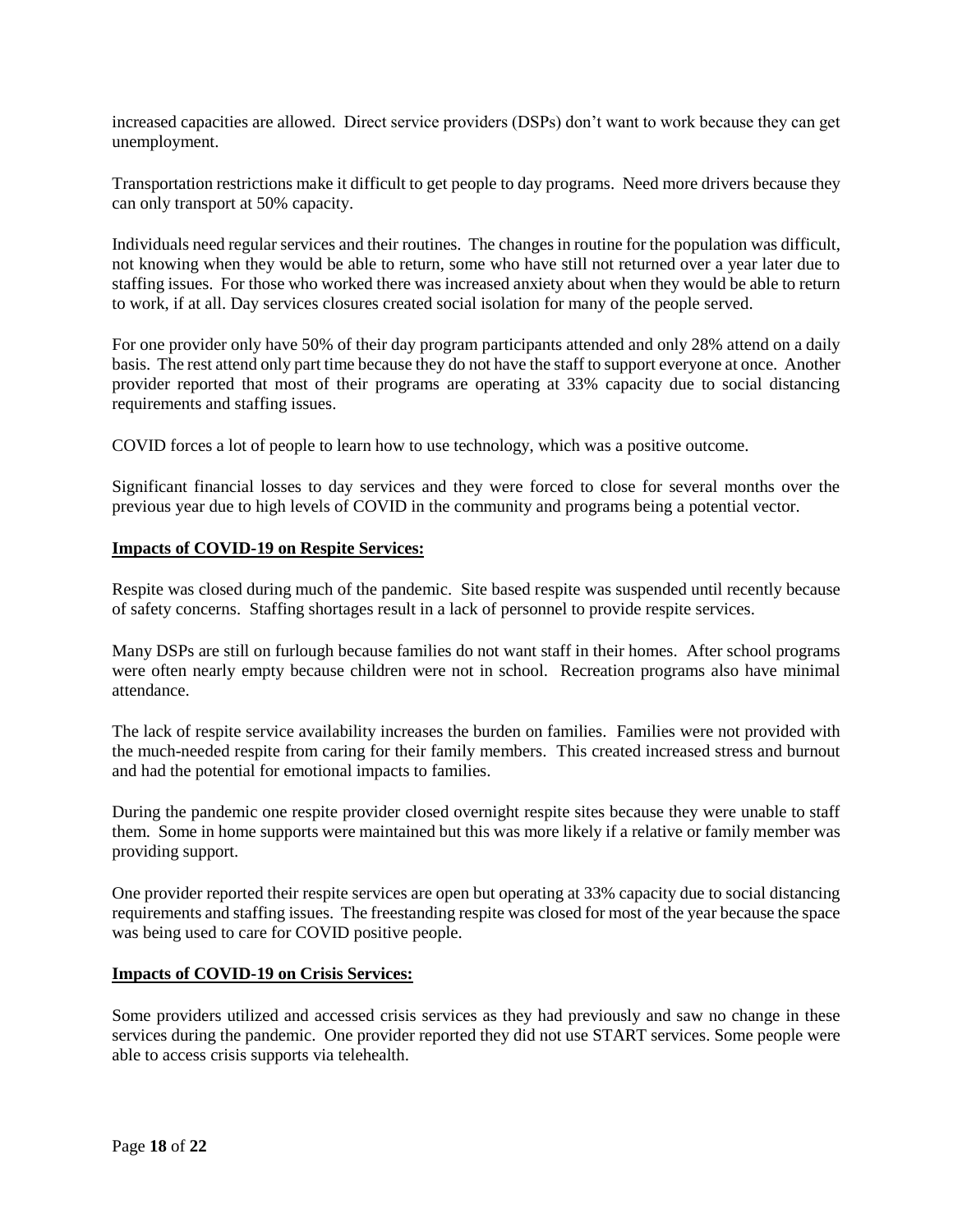increased capacities are allowed. Direct service providers (DSPs) don't want to work because they can get unemployment.

Transportation restrictions make it difficult to get people to day programs. Need more drivers because they can only transport at 50% capacity.

Individuals need regular services and their routines. The changes in routine for the population was difficult, not knowing when they would be able to return, some who have still not returned over a year later due to staffing issues. For those who worked there was increased anxiety about when they would be able to return to work, if at all. Day services closures created social isolation for many of the people served.

For one provider only have 50% of their day program participants attended and only 28% attend on a daily basis. The rest attend only part time because they do not have the staff to support everyone at once. Another provider reported that most of their programs are operating at 33% capacity due to social distancing requirements and staffing issues.

COVID forces a lot of people to learn how to use technology, which was a positive outcome.

Significant financial losses to day services and they were forced to close for several months over the previous year due to high levels of COVID in the community and programs being a potential vector.

**Impacts of COVID-19 on Respite Services:**

Respite was closed during much of the pandemic. Site based respite was suspended until recently because of safety concerns. Staffing shortages result in a lack of personnel to provide respite services.

Many DSPs are still on furlough because families do not want staff in their homes. After school programs were often nearly empty because children were not in school. Recreation programs also have minimal attendance.

The lack of respite service availability increases the burden on families. Families were not provided with the much-needed respite from caring for their family members. This created increased stress and burnout and had the potential for emotional impacts to families.

During the pandemic one respite provider closed overnight respite sites because they were unable to staff them. Some in home supports were maintained but this was more likely if a relative or family member was providing support.

One provider reported their respite services are open but operating at 33% capacity due to social distancing requirements and staffing issues. The freestanding respite was closed for most of the year because the space was being used to care for COVID positive people.

**Impacts of COVID-19 on Crisis Services:**

Some providers utilized and accessed crisis services as they had previously and saw no change in these services during the pandemic. One provider reported they did not use START services. Some people were able to access crisis supports via telehealth.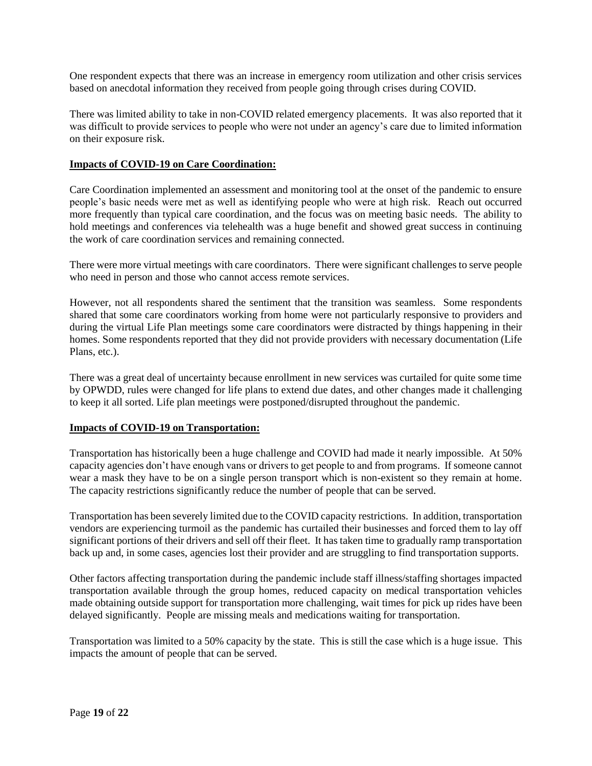One respondent expects that there was an increase in emergency room utilization and other crisis services based on anecdotal information they received from people going through crises during COVID.

There was limited ability to take in non-COVID related emergency placements. It was also reported that it was difficult to provide services to people who were not under an agency's care due to limited information on their exposure risk.

**Impacts of COVID-19 on Care Coordination:**

Care Coordination implemented an assessment and monitoring tool at the onset of the pandemic to ensure people's basic needs were met as well as identifying people who were at high risk. Reach out occurred more frequently than typical care coordination, and the focus was on meeting basic needs. The ability to hold meetings and conferences via telehealth was a huge benefit and showed great success in continuing the work of care coordination services and remaining connected.

There were more virtual meetings with care coordinators. There were significant challenges to serve people who need in person and those who cannot access remote services.

However, not all respondents shared the sentiment that the transition was seamless. Some respondents shared that some care coordinators working from home were not particularly responsive to providers and during the virtual Life Plan meetings some care coordinators were distracted by things happening in their homes. Some respondents reported that they did not provide providers with necessary documentation (Life Plans, etc.).

There was a great deal of uncertainty because enrollment in new services was curtailed for quite some time by OPWDD, rules were changed for life plans to extend due dates, and other changes made it challenging to keep it all sorted. Life plan meetings were postponed/disrupted throughout the pandemic.

**Impacts of COVID-19 on Transportation:**

Transportation has historically been a huge challenge and COVID had made it nearly impossible. At 50% capacity agencies don't have enough vans or drivers to get people to and from programs. If someone cannot wear a mask they have to be on a single person transport which is non-existent so they remain at home. The capacity restrictions significantly reduce the number of people that can be served.

Transportation has been severely limited due to the COVID capacity restrictions. In addition, transportation vendors are experiencing turmoil as the pandemic has curtailed their businesses and forced them to lay off significant portions of their drivers and sell off their fleet. It has taken time to gradually ramp transportation back up and, in some cases, agencies lost their provider and are struggling to find transportation supports.

Other factors affecting transportation during the pandemic include staff illness/staffing shortages impacted transportation available through the group homes, reduced capacity on medical transportation vehicles made obtaining outside support for transportation more challenging, wait times for pick up rides have been delayed significantly. People are missing meals and medications waiting for transportation.

Transportation was limited to a 50% capacity by the state. This is still the case which is a huge issue. This impacts the amount of people that can be served.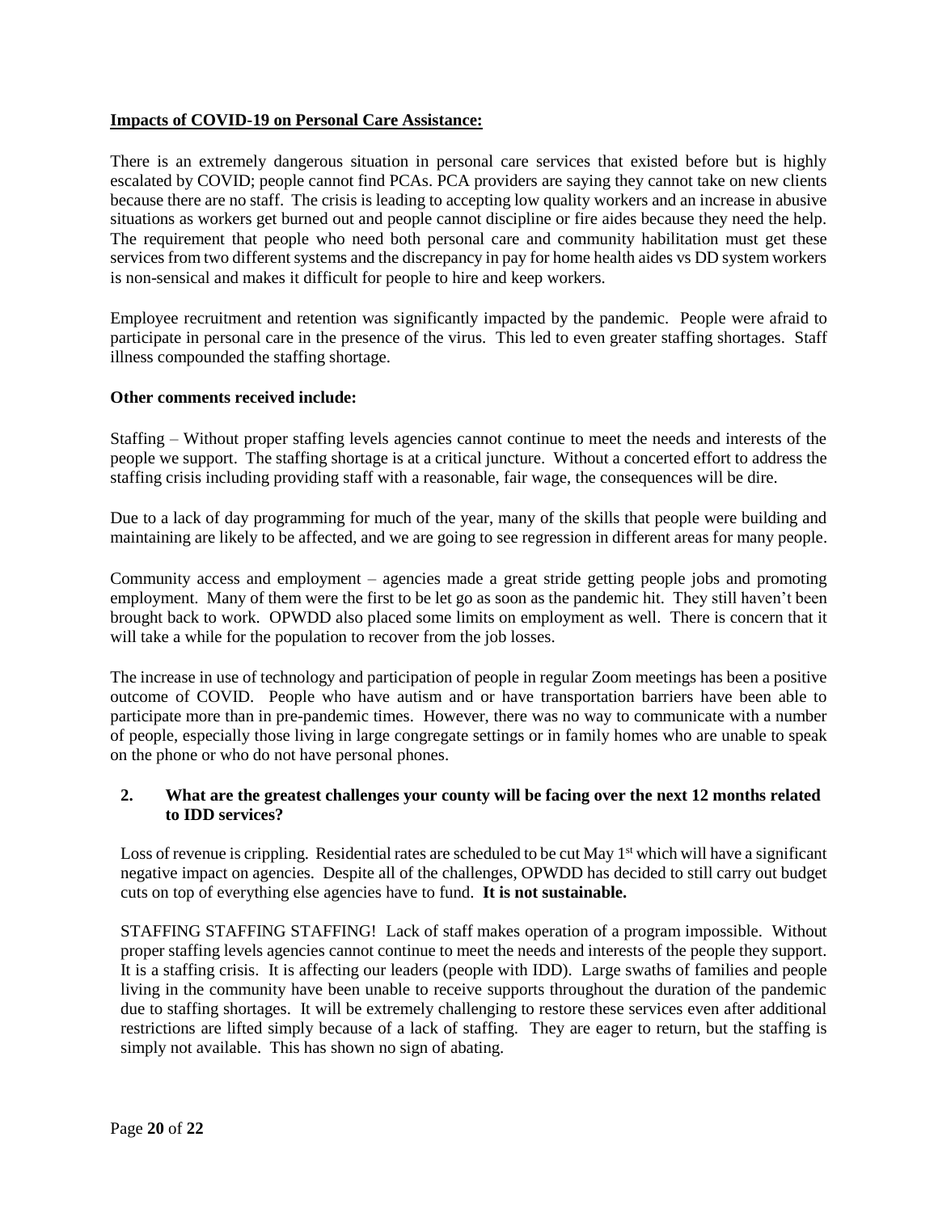**Impacts of COVID-19 on Personal Care Assistance:**

There is an extremely dangerous situation in personal care services that existed before but is highly escalated by COVID; people cannot find PCAs. PCA providers are saying they cannot take on new clients because there are no staff. The crisis is leading to accepting low quality workers and an increase in abusive situations as workers get burned out and people cannot discipline or fire aides because they need the help. The requirement that people who need both personal care and community habilitation must get these services from two different systems and the discrepancy in pay for home health aides vs DD system workers is non-sensical and makes it difficult for people to hire and keep workers.

Employee recruitment and retention was significantly impacted by the pandemic. People were afraid to participate in personal care in the presence of the virus. This led to even greater staffing shortages. Staff illness compounded the staffing shortage.

**Other comments received include:**

Staffing – Without proper staffing levels agencies cannot continue to meet the needs and interests of the people we support. The staffing shortage is at a critical juncture. Without a concerted effort to address the staffing crisis including providing staff with a reasonable, fair wage, the consequences will be dire.

Due to a lack of day programming for much of the year, many of the skills that people were building and maintaining are likely to be affected, and we are going to see regression in different areas for many people.

Community access and employment – agencies made a great stride getting people jobs and promoting employment. Many of them were the first to be let go as soon as the pandemic hit. They still haven't been brought back to work. OPWDD also placed some limits on employment as well. There is concern that it will take a while for the population to recover from the job losses.

The increase in use of technology and participation of people in regular Zoom meetings has been a positive outcome of COVID. People who have autism and or have transportation barriers have been able to participate more than in pre-pandemic times. However, there was no way to communicate with a number of people, especially those living in large congregate settings or in family homes who are unable to speak on the phone or who do not have personal phones.

2. **What are the greatest challenges your county will be facing over the next 12 months related to IDD services?**

Loss of revenue is crippling. Residential rates are scheduled to be cut May 1st which will have a significant negative impact on agencies. Despite all of the challenges, OPWDD has decided to still carry out budget cuts on top of everything else agencies have to fund. **It is not sustainable.**

STAFFING STAFFING STAFFING! Lack of staff makes operation of a program impossible. Without proper staffing levels agencies cannot continue to meet the needs and interests of the people they support. It is a staffing crisis. It is affecting our leaders (people with IDD). Large swaths of families and people living in the community have been unable to receive supports throughout the duration of the pandemic due to staffing shortages. It will be extremely challenging to restore these services even after additional restrictions are lifted simply because of a lack of staffing. They are eager to return, but the staffing is simply not available. This has shown no sign of abating.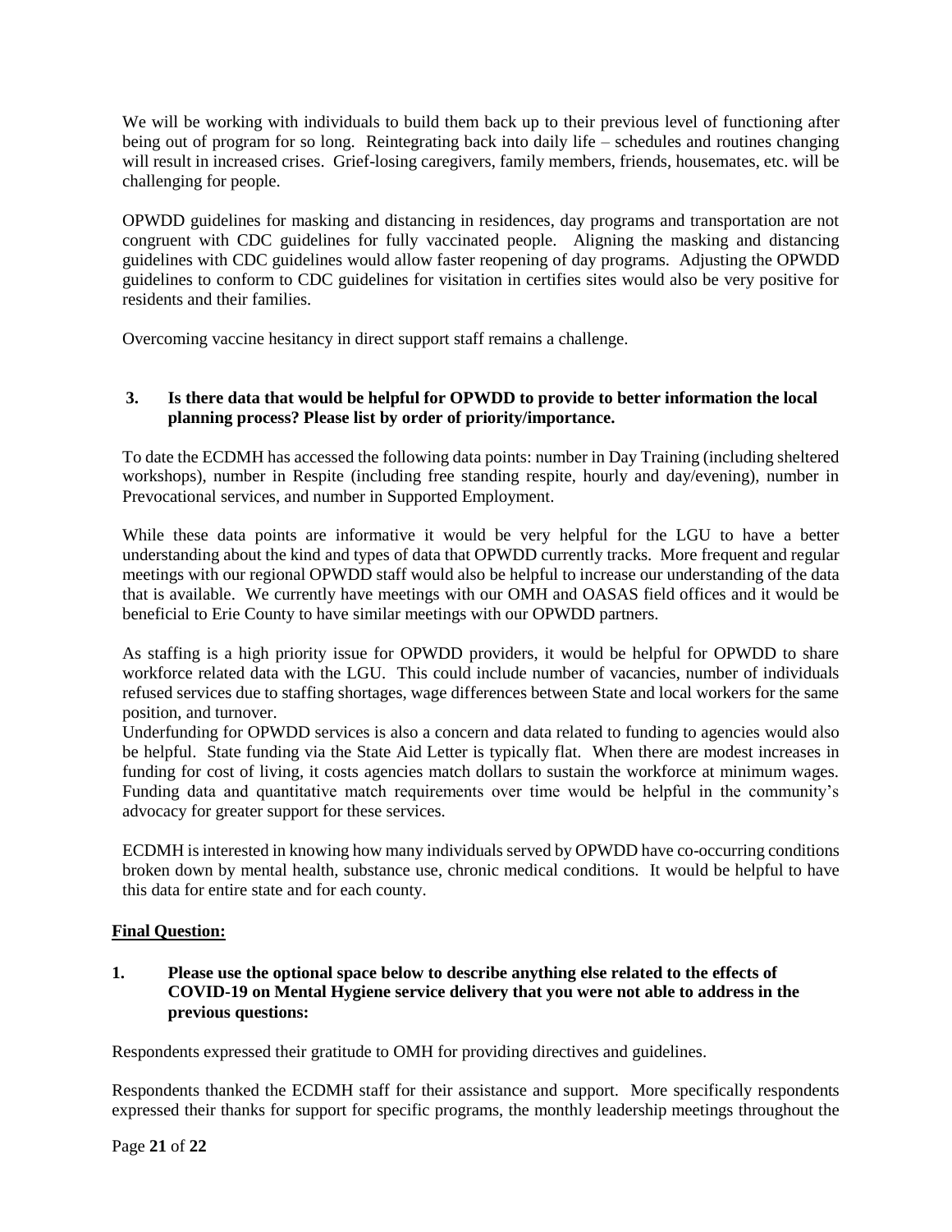We will be working with individuals to build them back up to their previous level of functioning after being out of program for so long. Reintegrating back into daily life – schedules and routines changing will result in increased crises. Grief-losing caregivers, family members, friends, housemates, etc. will be challenging for people.

OPWDD guidelines for masking and distancing in residences, day programs and transportation are not congruent with CDC guidelines for fully vaccinated people. Aligning the masking and distancing guidelines with CDC guidelines would allow faster reopening of day programs. Adjusting the OPWDD guidelines to conform to CDC guidelines for visitation in certifies sites would also be very positive for residents and their families.

Overcoming vaccine hesitancy in direct support staff remains a challenge.

**3. Is there data that would be helpful for OPWDD to provide to better information the local planning process? Please list by order of priority/importance.**

To date the ECDMH has accessed the following data points: number in Day Training (including sheltered workshops), number in Respite (including free standing respite, hourly and day/evening), number in Prevocational services, and number in Supported Employment.

While these data points are informative it would be very helpful for the LGU to have a better understanding about the kind and types of data that OPWDD currently tracks. More frequent and regular meetings with our regional OPWDD staff would also be helpful to increase our understanding of the data that is available. We currently have meetings with our OMH and OASAS field offices and it would be beneficial to Erie County to have similar meetings with our OPWDD partners.

As staffing is a high priority issue for OPWDD providers, it would be helpful for OPWDD to share workforce related data with the LGU. This could include number of vacancies, number of individuals refused services due to staffing shortages, wage differences between State and local workers for the same position, and turnover.
Underfunding for OPWDD services is also a concern and data related to funding to agencies would also be helpful. State funding via the State Aid Letter is typically flat. When there are modest increases in funding for cost of living, it costs agencies match dollars to sustain the workforce at minimum wages. Funding data and quantitative match requirements over time would be helpful in the community's advocacy for greater support for these services.

ECDMH is interested in knowing how many individuals served by OPWDD have co-occurring conditions broken down by mental health, substance use, chronic medical conditions. It would be helpful to have this data for entire state and for each county.

**Final Question:**

**1. Please use the optional space below to describe anything else related to the effects of COVID-19 on Mental Hygiene service delivery that you were not able to address in the previous questions:**

Respondents expressed their gratitude to OMH for providing directives and guidelines.

Respondents thanked the ECDMH staff for their assistance and support. More specifically respondents expressed their thanks for support for specific programs, the monthly leadership meetings throughout the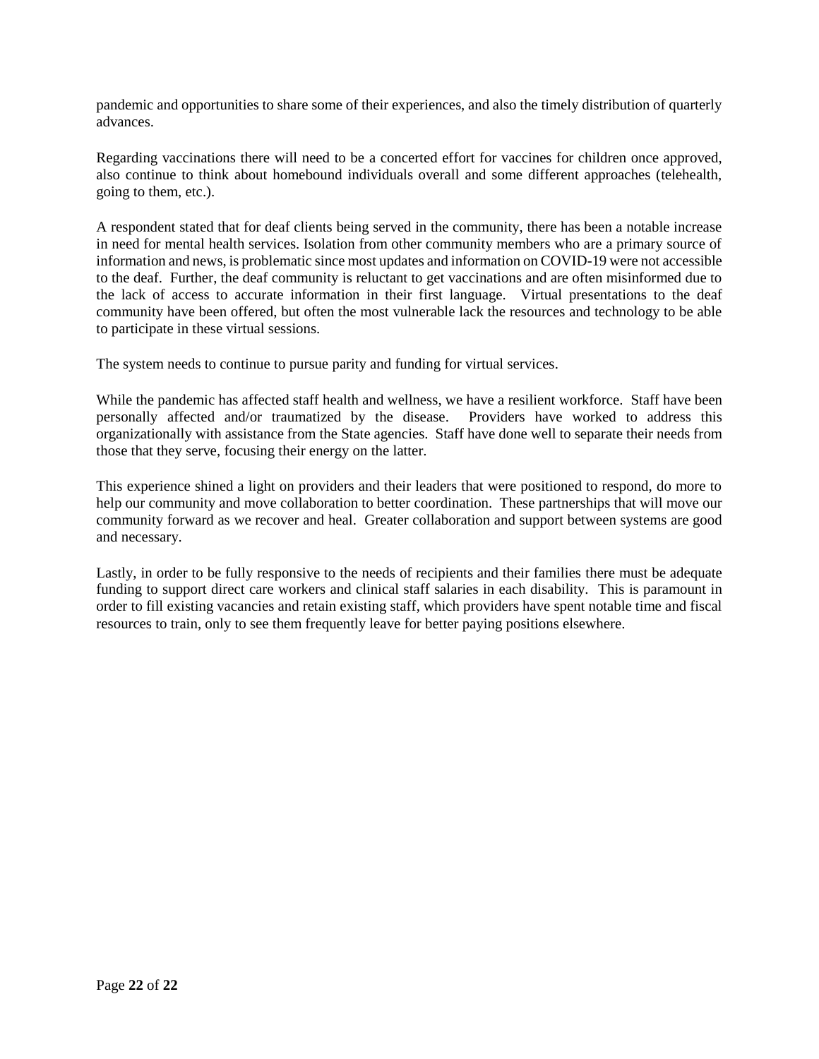pandemic and opportunities to share some of their experiences, and also the timely distribution of quarterly advances.

Regarding vaccinations there will need to be a concerted effort for vaccines for children once approved, also continue to think about homebound individuals overall and some different approaches (telehealth, going to them, etc.).

A respondent stated that for deaf clients being served in the community, there has been a notable increase in need for mental health services. Isolation from other community members who are a primary source of information and news, is problematic since most updates and information on COVID-19 were not accessible to the deaf. Further, the deaf community is reluctant to get vaccinations and are often misinformed due to the lack of access to accurate information in their first language. Virtual presentations to the deaf community have been offered, but often the most vulnerable lack the resources and technology to be able to participate in these virtual sessions.

The system needs to continue to pursue parity and funding for virtual services.

While the pandemic has affected staff health and wellness, we have a resilient workforce. Staff have been personally affected and/or traumatized by the disease. Providers have worked to address this organizationally with assistance from the State agencies. Staff have done well to separate their needs from those that they serve, focusing their energy on the latter.

This experience shined a light on providers and their leaders that were positioned to respond, do more to help our community and move collaboration to better coordination. These partnerships that will move our community forward as we recover and heal. Greater collaboration and support between systems are good and necessary.

Lastly, in order to be fully responsive to the needs of recipients and their families there must be adequate funding to support direct care workers and clinical staff salaries in each disability. This is paramount in order to fill existing vacancies and retain existing staff, which providers have spent notable time and fiscal resources to train, only to see them frequently leave for better paying positions elsewhere.